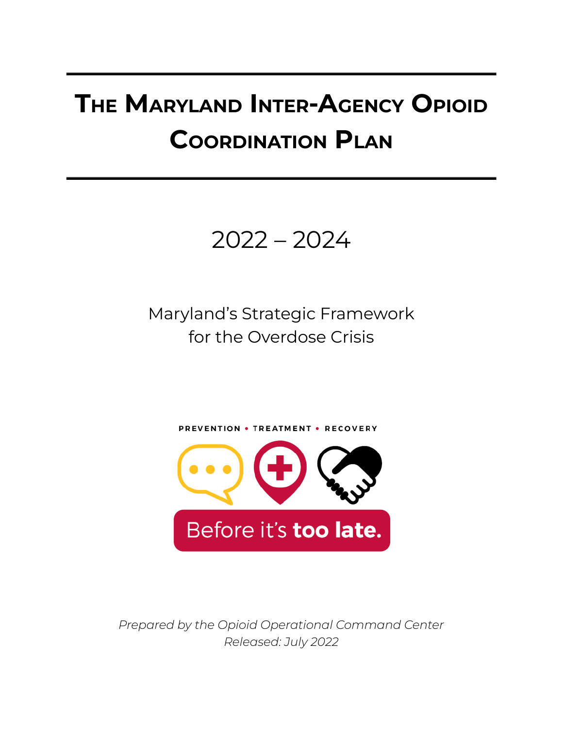# The Maryland Inter-Agency Opioid Coordination Plan

2022 – 2024

Maryland's Strategic Framework for the Overdose Crisis

PREVENTION • TREATMENT • RECOVERY

Before it's **too late.**

*Prepared by the Opioid Operational Command Center*
*Released: July 2022*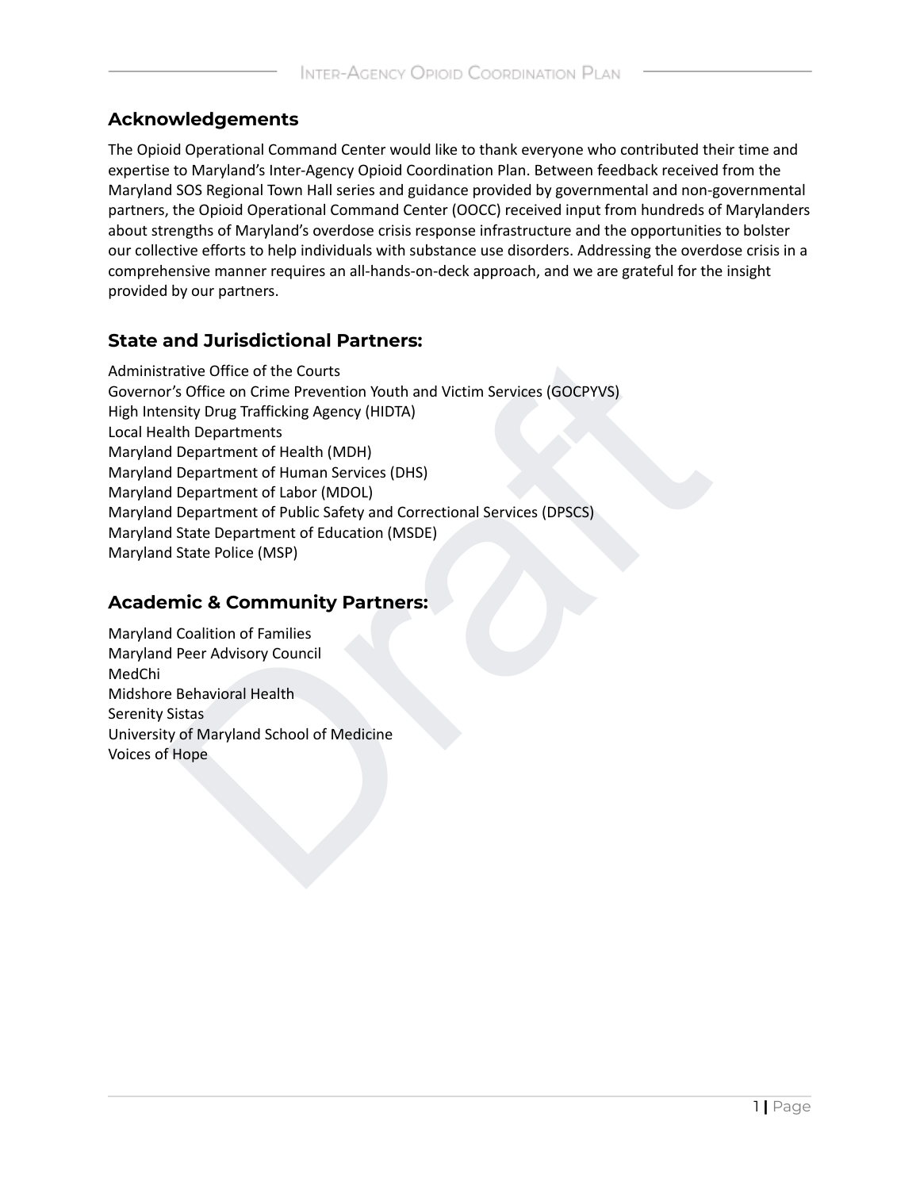## Acknowledgements

The Opioid Operational Command Center would like to thank everyone who contributed their time and expertise to Maryland's Inter-Agency Opioid Coordination Plan. Between feedback received from the Maryland SOS Regional Town Hall series and guidance provided by governmental and non-governmental partners, the Opioid Operational Command Center (OOCC) received input from hundreds of Marylanders about strengths of Maryland's overdose crisis response infrastructure and the opportunities to bolster our collective efforts to help individuals with substance use disorders. Addressing the overdose crisis in a comprehensive manner requires an all-hands-on-deck approach, and we are grateful for the insight provided by our partners.

## State and Jurisdictional Partners:

Administrative Office of the Courts
Governor's Office on Crime Prevention Youth and Victim Services (GOCPYVS)
High Intensity Drug Trafficking Agency (HIDTA)
Local Health Departments
Maryland Department of Health (MDH)
Maryland Department of Human Services (DHS)
Maryland Department of Labor (MDOL)
Maryland Department of Public Safety and Correctional Services (DPSCS)
Maryland State Department of Education (MSDE)
Maryland State Police (MSP)

## Academic & Community Partners:

Maryland Coalition of Families
Maryland Peer Advisory Council
MedChi
Midshore Behavioral Health
Serenity Sistas
University of Maryland School of Medicine
Voices of Hope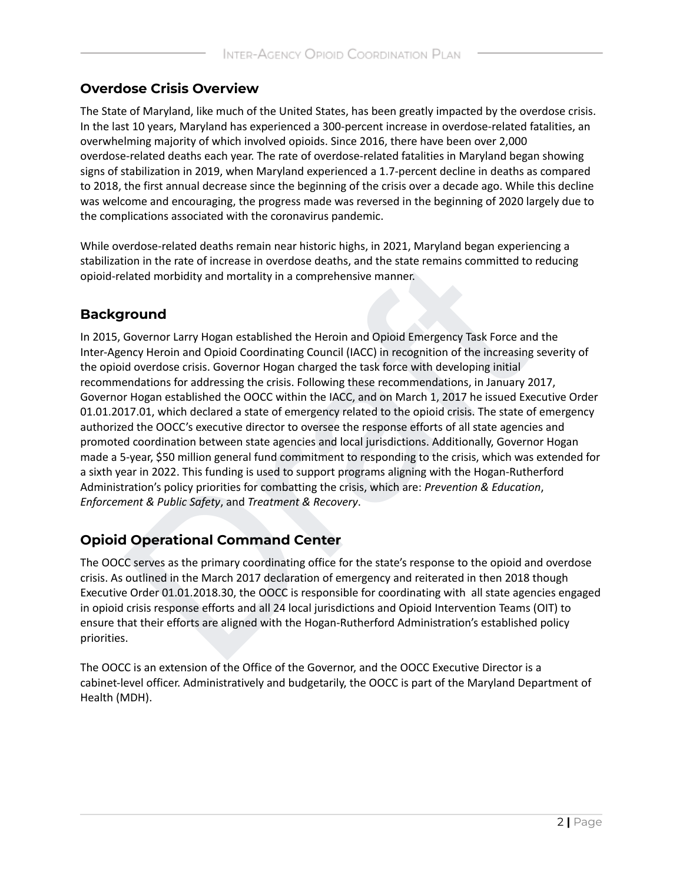## Overdose Crisis Overview

The State of Maryland, like much of the United States, has been greatly impacted by the overdose crisis. In the last 10 years, Maryland has experienced a 300-percent increase in overdose-related fatalities, an overwhelming majority of which involved opioids. Since 2016, there have been over 2,000 overdose-related deaths each year. The rate of overdose-related fatalities in Maryland began showing signs of stabilization in 2019, when Maryland experienced a 1.7-percent decline in deaths as compared to 2018, the first annual decrease since the beginning of the crisis over a decade ago. While this decline was welcome and encouraging, the progress made was reversed in the beginning of 2020 largely due to the complications associated with the coronavirus pandemic.

While overdose-related deaths remain near historic highs, in 2021, Maryland began experiencing a stabilization in the rate of increase in overdose deaths, and the state remains committed to reducing opioid-related morbidity and mortality in a comprehensive manner.

## Background

In 2015, Governor Larry Hogan established the Heroin and Opioid Emergency Task Force and the Inter-Agency Heroin and Opioid Coordinating Council (IACC) in recognition of the increasing severity of the opioid overdose crisis. Governor Hogan charged the task force with developing initial recommendations for addressing the crisis. Following these recommendations, in January 2017, Governor Hogan established the OOCC within the IACC, and on March 1, 2017 he issued Executive Order 01.01.2017.01, which declared a state of emergency related to the opioid crisis. The state of emergency authorized the OOCC's executive director to oversee the response efforts of all state agencies and promoted coordination between state agencies and local jurisdictions. Additionally, Governor Hogan made a 5-year, $50 million general fund commitment to responding to the crisis, which was extended for a sixth year in 2022. This funding is used to support programs aligning with the Hogan-Rutherford Administration's policy priorities for combatting the crisis, which are: *Prevention & Education*, *Enforcement & Public Safety*, and *Treatment & Recovery*.

## Opioid Operational Command Center

The OOCC serves as the primary coordinating office for the state's response to the opioid and overdose crisis. As outlined in the March 2017 declaration of emergency and reiterated in then 2018 though Executive Order 01.01.2018.30, the OOCC is responsible for coordinating with all state agencies engaged in opioid crisis response efforts and all 24 local jurisdictions and Opioid Intervention Teams (OIT) to ensure that their efforts are aligned with the Hogan-Rutherford Administration's established policy priorities.

The OOCC is an extension of the Office of the Governor, and the OOCC Executive Director is a cabinet-level officer. Administratively and budgetarily, the OOCC is part of the Maryland Department of Health (MDH).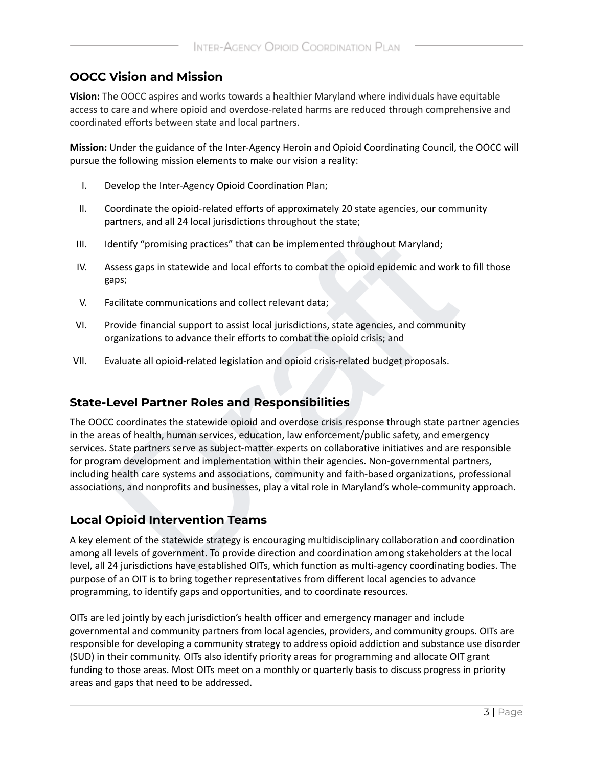## OOCC Vision and Mission

**Vision:** The OOCC aspires and works towards a healthier Maryland where individuals have equitable access to care and where opioid and overdose-related harms are reduced through comprehensive and coordinated efforts between state and local partners.

**Mission:** Under the guidance of the Inter-Agency Heroin and Opioid Coordinating Council, the OOCC will pursue the following mission elements to make our vision a reality:

I. Develop the Inter-Agency Opioid Coordination Plan;

II. Coordinate the opioid-related efforts of approximately 20 state agencies, our community partners, and all 24 local jurisdictions throughout the state;

III. Identify "promising practices" that can be implemented throughout Maryland;

IV. Assess gaps in statewide and local efforts to combat the opioid epidemic and work to fill those gaps;

V. Facilitate communications and collect relevant data;

VI. Provide financial support to assist local jurisdictions, state agencies, and community organizations to advance their efforts to combat the opioid crisis; and

VII. Evaluate all opioid-related legislation and opioid crisis-related budget proposals.

## State-Level Partner Roles and Responsibilities

The OOCC coordinates the statewide opioid and overdose crisis response through state partner agencies in the areas of health, human services, education, law enforcement/public safety, and emergency services. State partners serve as subject-matter experts on collaborative initiatives and are responsible for program development and implementation within their agencies. Non-governmental partners, including health care systems and associations, community and faith-based organizations, professional associations, and nonprofits and businesses, play a vital role in Maryland's whole-community approach.

## Local Opioid Intervention Teams

A key element of the statewide strategy is encouraging multidisciplinary collaboration and coordination among all levels of government. To provide direction and coordination among stakeholders at the local level, all 24 jurisdictions have established OITs, which function as multi-agency coordinating bodies. The purpose of an OIT is to bring together representatives from different local agencies to advance programming, to identify gaps and opportunities, and to coordinate resources.

OITs are led jointly by each jurisdiction's health officer and emergency manager and include governmental and community partners from local agencies, providers, and community groups. OITs are responsible for developing a community strategy to address opioid addiction and substance use disorder (SUD) in their community. OITs also identify priority areas for programming and allocate OIT grant funding to those areas. Most OITs meet on a monthly or quarterly basis to discuss progress in priority areas and gaps that need to be addressed.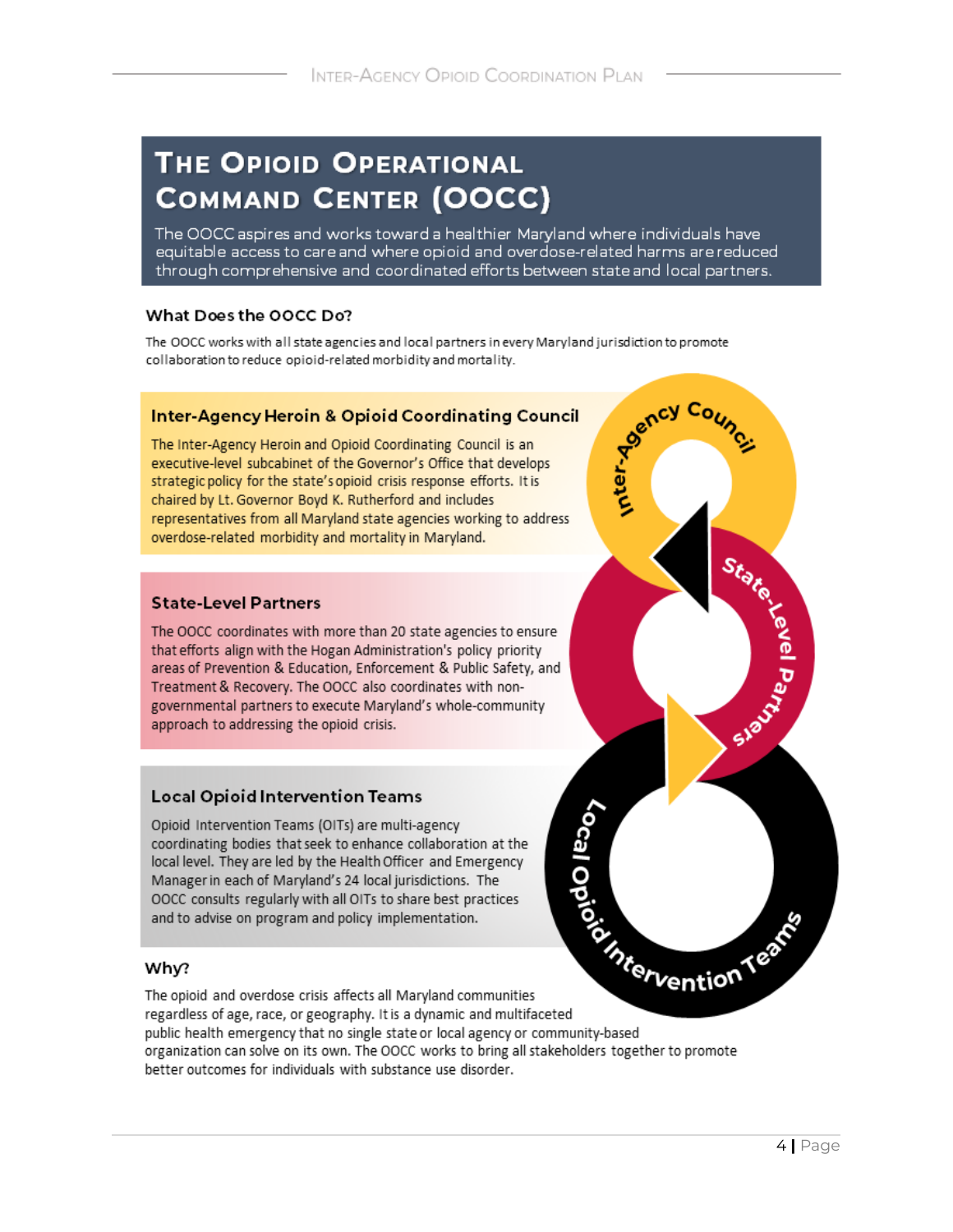# The Opioid Operational Command Center (OOCC)

The OOCC aspires and works toward a healthier Maryland where individuals have equitable access to care and where opioid and overdose-related harms are reduced through comprehensive and coordinated efforts between state and local partners.

### What Does the OOCC Do?

The OOCC works with all state agencies and local partners in every Maryland jurisdiction to promote collaboration to reduce opioid-related morbidity and mortality.

### Inter-Agency Heroin & Opioid Coordinating Council

The Inter-Agency Heroin and Opioid Coordinating Council is an executive-level subcabinet of the Governor's Office that develops strategic policy for the state's opioid crisis response efforts. It is chaired by Lt. Governor Boyd K. Rutherford and includes representatives from all Maryland state agencies working to address overdose-related morbidity and mortality in Maryland.

### State-Level Partners

The OOCC coordinates with more than 20 state agencies to ensure that efforts align with the Hogan Administration's policy priority areas of Prevention & Education, Enforcement & Public Safety, and Treatment & Recovery. The OOCC also coordinates with non-governmental partners to execute Maryland's whole-community approach to addressing the opioid crisis.

### Local Opioid Intervention Teams

Opioid Intervention Teams (OITs) are multi-agency coordinating bodies that seek to enhance collaboration at the local level. They are led by the Health Officer and Emergency Manager in each of Maryland's 24 local jurisdictions. The OOCC consults regularly with all OITs to share best practices and to advise on program and policy implementation.

Inter-Agency Council — State-Level Partners — Local Opioid Intervention Teams

### Why?

The opioid and overdose crisis affects all Maryland communities regardless of age, race, or geography. It is a dynamic and multifaceted public health emergency that no single state or local agency or community-based organization can solve on its own. The OOCC works to bring all stakeholders together to promote better outcomes for individuals with substance use disorder.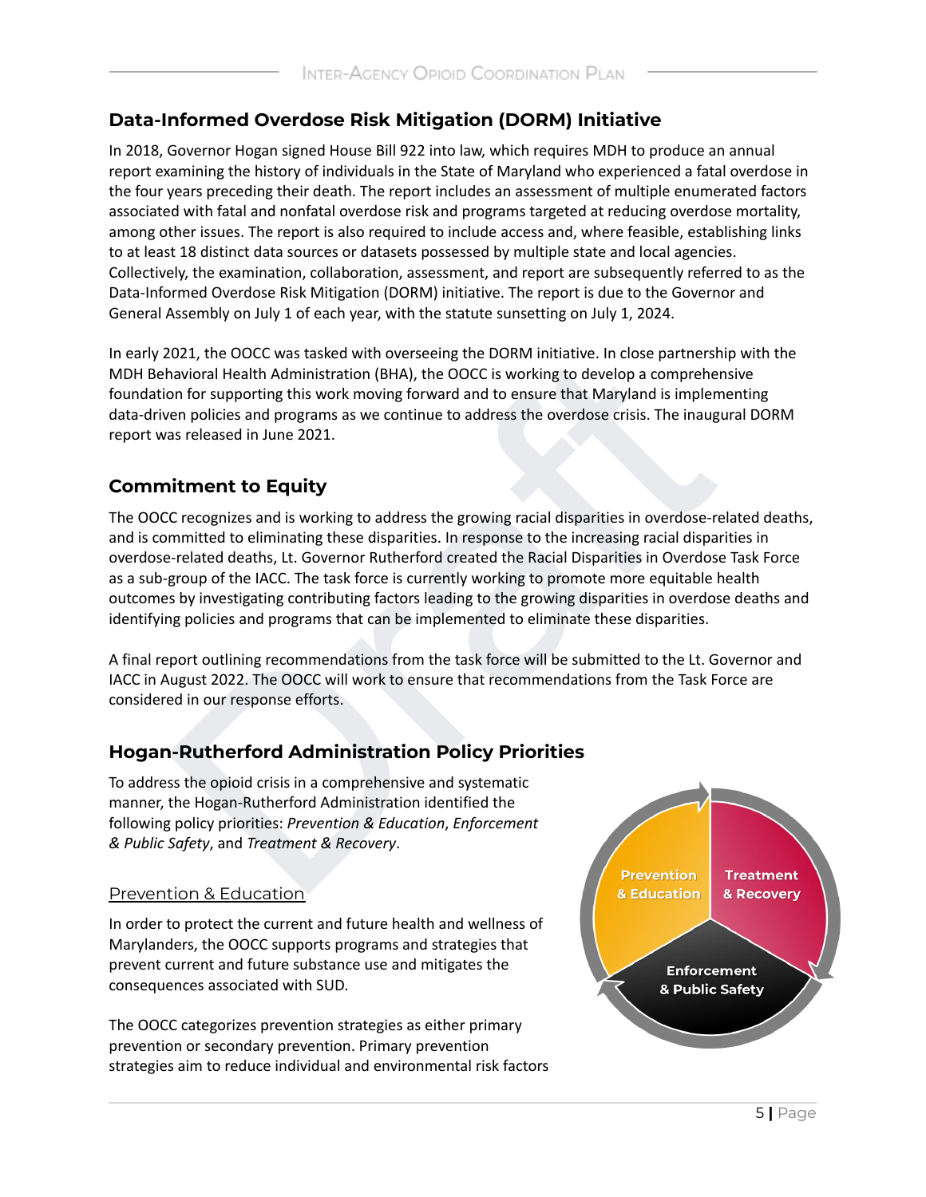## Data-Informed Overdose Risk Mitigation (DORM) Initiative

In 2018, Governor Hogan signed House Bill 922 into law, which requires MDH to produce an annual report examining the history of individuals in the State of Maryland who experienced a fatal overdose in the four years preceding their death. The report includes an assessment of multiple enumerated factors associated with fatal and nonfatal overdose risk and programs targeted at reducing overdose mortality, among other issues. The report is also required to include access and, where feasible, establishing links to at least 18 distinct data sources or datasets possessed by multiple state and local agencies. Collectively, the examination, collaboration, assessment, and report are subsequently referred to as the Data-Informed Overdose Risk Mitigation (DORM) initiative. The report is due to the Governor and General Assembly on July 1 of each year, with the statute sunsetting on July 1, 2024.

In early 2021, the OOCC was tasked with overseeing the DORM initiative. In close partnership with the MDH Behavioral Health Administration (BHA), the OOCC is working to develop a comprehensive foundation for supporting this work moving forward and to ensure that Maryland is implementing data-driven policies and programs as we continue to address the overdose crisis. The inaugural DORM report was released in June 2021.

## Commitment to Equity

The OOCC recognizes and is working to address the growing racial disparities in overdose-related deaths, and is committed to eliminating these disparities. In response to the increasing racial disparities in overdose-related deaths, Lt. Governor Rutherford created the Racial Disparities in Overdose Task Force as a sub-group of the IACC. The task force is currently working to promote more equitable health outcomes by investigating contributing factors leading to the growing disparities in overdose deaths and identifying policies and programs that can be implemented to eliminate these disparities.

A final report outlining recommendations from the task force will be submitted to the Lt. Governor and IACC in August 2022. The OOCC will work to ensure that recommendations from the Task Force are considered in our response efforts.

## Hogan-Rutherford Administration Policy Priorities

To address the opioid crisis in a comprehensive and systematic manner, the Hogan-Rutherford Administration identified the following policy priorities: *Prevention & Education*, *Enforcement & Public Safety*, and *Treatment & Recovery*.

Prevention & Education | Treatment & Recovery | Enforcement & Public Safety

### Prevention & Education

In order to protect the current and future health and wellness of Marylanders, the OOCC supports programs and strategies that prevent current and future substance use and mitigates the consequences associated with SUD.

The OOCC categorizes prevention strategies as either primary prevention or secondary prevention. Primary prevention strategies aim to reduce individual and environmental risk factors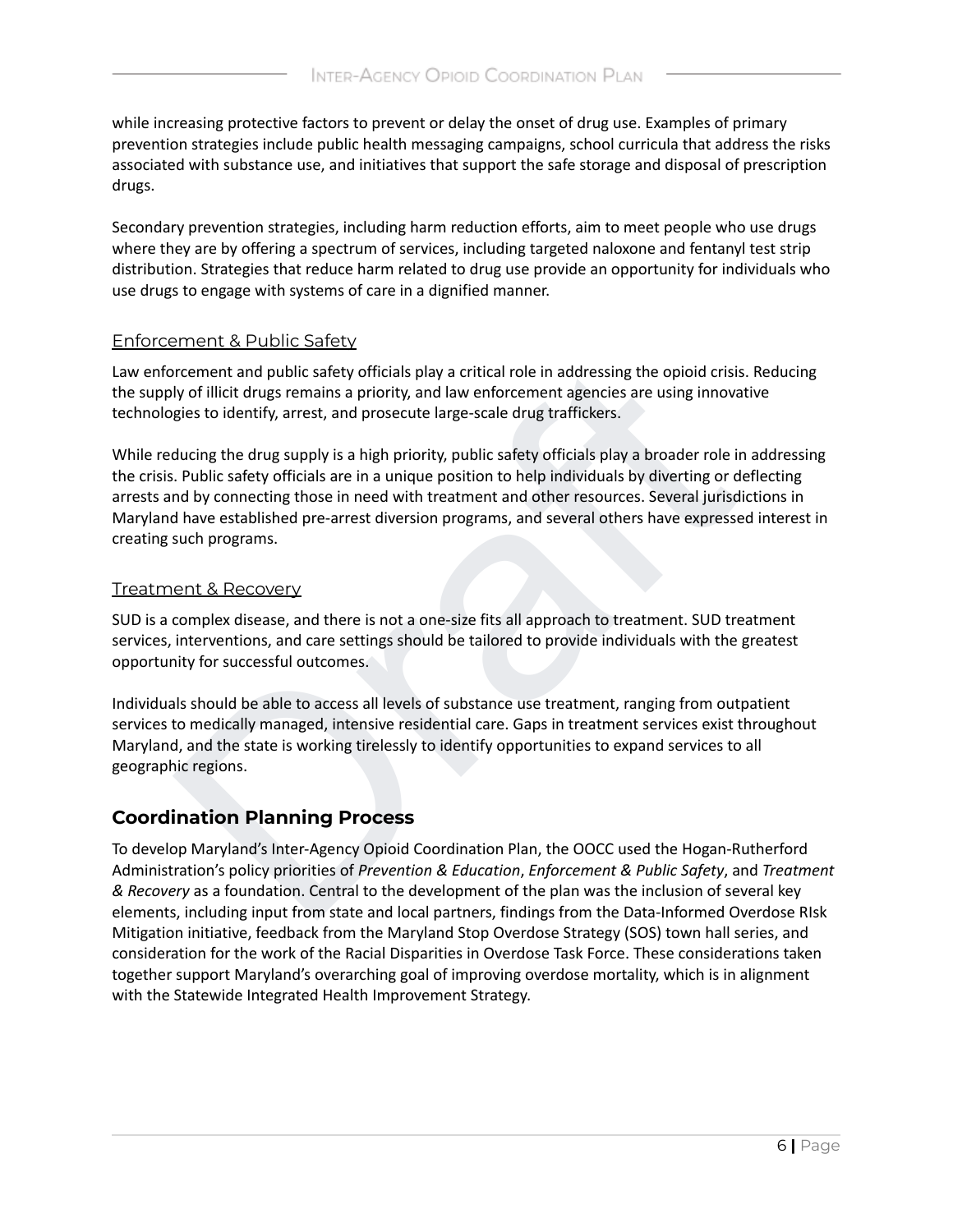while increasing protective factors to prevent or delay the onset of drug use. Examples of primary prevention strategies include public health messaging campaigns, school curricula that address the risks associated with substance use, and initiatives that support the safe storage and disposal of prescription drugs.

Secondary prevention strategies, including harm reduction efforts, aim to meet people who use drugs where they are by offering a spectrum of services, including targeted naloxone and fentanyl test strip distribution. Strategies that reduce harm related to drug use provide an opportunity for individuals who use drugs to engage with systems of care in a dignified manner.

### Enforcement & Public Safety

Law enforcement and public safety officials play a critical role in addressing the opioid crisis. Reducing the supply of illicit drugs remains a priority, and law enforcement agencies are using innovative technologies to identify, arrest, and prosecute large-scale drug traffickers.

While reducing the drug supply is a high priority, public safety officials play a broader role in addressing the crisis. Public safety officials are in a unique position to help individuals by diverting or deflecting arrests and by connecting those in need with treatment and other resources. Several jurisdictions in Maryland have established pre-arrest diversion programs, and several others have expressed interest in creating such programs.

### Treatment & Recovery

SUD is a complex disease, and there is not a one-size fits all approach to treatment. SUD treatment services, interventions, and care settings should be tailored to provide individuals with the greatest opportunity for successful outcomes.

Individuals should be able to access all levels of substance use treatment, ranging from outpatient services to medically managed, intensive residential care. Gaps in treatment services exist throughout Maryland, and the state is working tirelessly to identify opportunities to expand services to all geographic regions.

## Coordination Planning Process

To develop Maryland's Inter-Agency Opioid Coordination Plan, the OOCC used the Hogan-Rutherford Administration's policy priorities of *Prevention & Education*, *Enforcement & Public Safety*, and *Treatment & Recovery* as a foundation. Central to the development of the plan was the inclusion of several key elements, including input from state and local partners, findings from the Data-Informed Overdose RIsk Mitigation initiative, feedback from the Maryland Stop Overdose Strategy (SOS) town hall series, and consideration for the work of the Racial Disparities in Overdose Task Force. These considerations taken together support Maryland's overarching goal of improving overdose mortality, which is in alignment with the Statewide Integrated Health Improvement Strategy.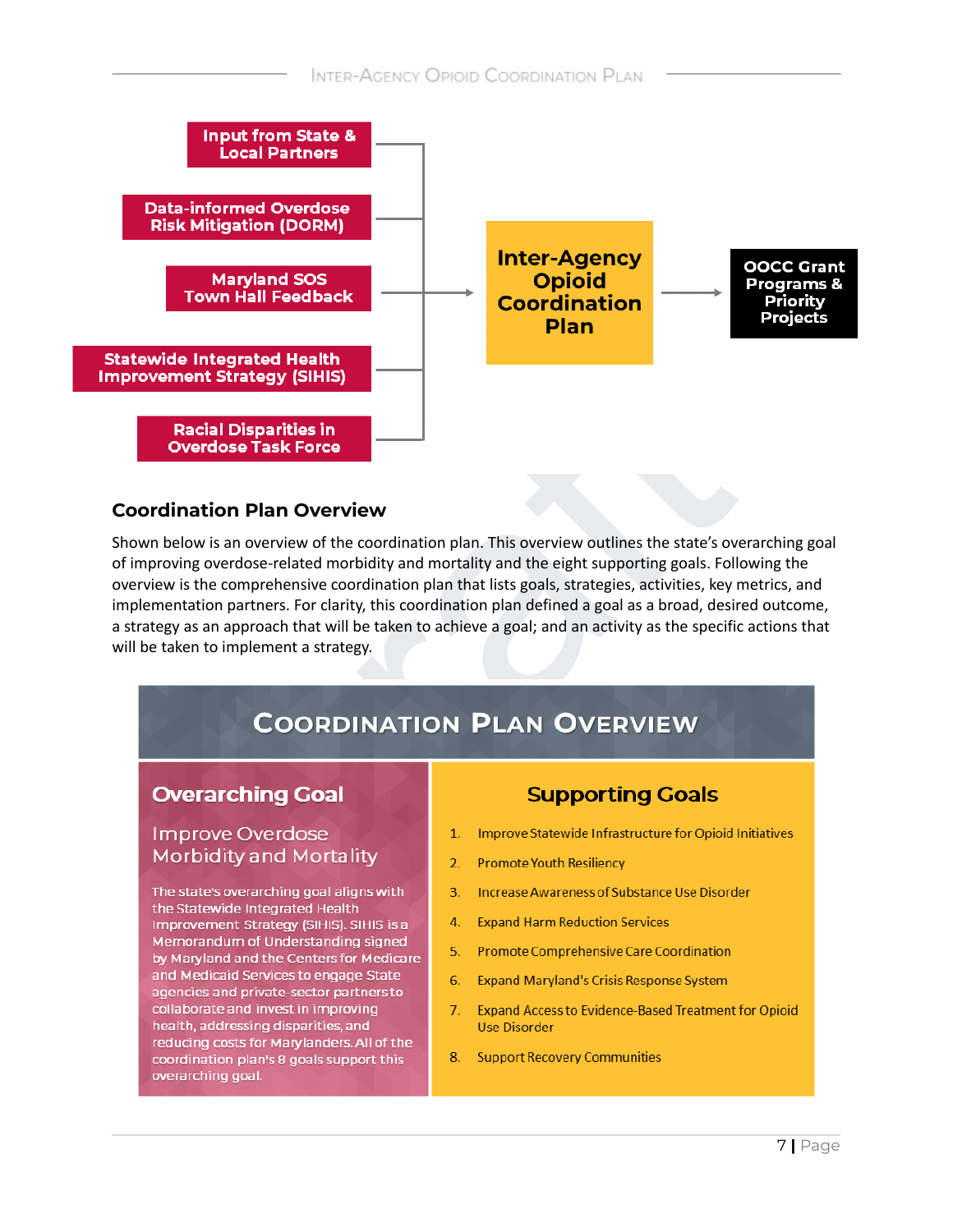Input from State & Local Partners

Data-informed Overdose Risk Mitigation (DORM)

Maryland SOS Town Hall Feedback

Statewide Integrated Health Improvement Strategy (SIHIS)

Racial Disparities in Overdose Task Force

→ Inter-Agency Opioid Coordination Plan → OOCC Grant Programs & Priority Projects

## Coordination Plan Overview

Shown below is an overview of the coordination plan. This overview outlines the state's overarching goal of improving overdose-related morbidity and mortality and the eight supporting goals. Following the overview is the comprehensive coordination plan that lists goals, strategies, activities, key metrics, and implementation partners. For clarity, this coordination plan defined a goal as a broad, desired outcome, a strategy as an approach that will be taken to achieve a goal; and an activity as the specific actions that will be taken to implement a strategy.

## Coordination Plan Overview

### Overarching Goal

**Improve Overdose Morbidity and Mortality**

The state's overarching goal aligns with the Statewide Integrated Health Improvement Strategy (SIHIS). SIHIS is a Memorandum of Understanding signed by Maryland and the Centers for Medicare and Medicaid Services to engage State agencies and private-sector partners to collaborate and invest in improving health, addressing disparities, and reducing costs for Marylanders. All of the coordination plan's 8 goals support this overarching goal.

### Supporting Goals

1. Improve Statewide Infrastructure for Opioid Initiatives
2. Promote Youth Resiliency
3. Increase Awareness of Substance Use Disorder
4. Expand Harm Reduction Services
5. Promote Comprehensive Care Coordination
6. Expand Maryland's Crisis Response System
7. Expand Access to Evidence-Based Treatment for Opioid Use Disorder
8. Support Recovery Communities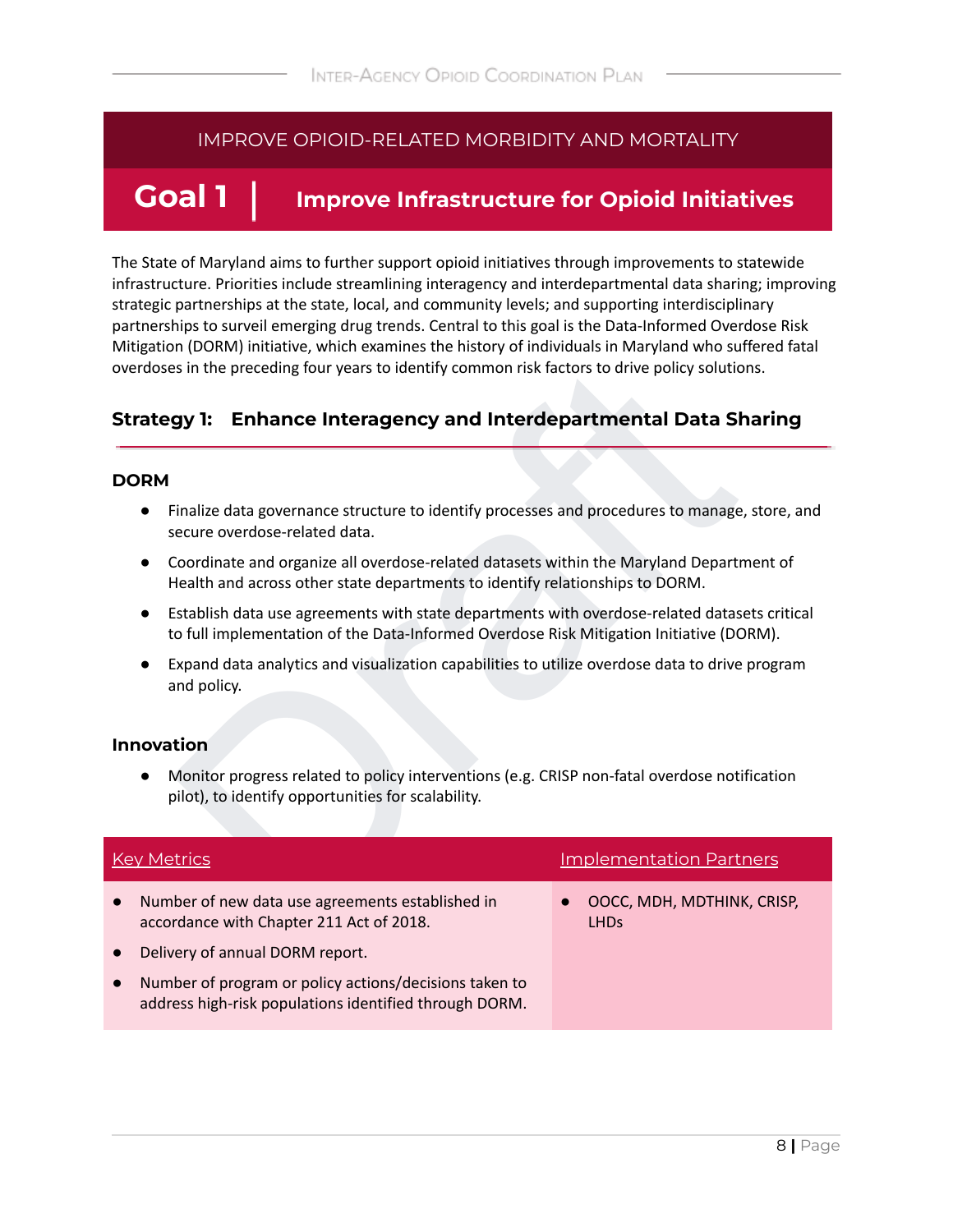IMPROVE OPIOID-RELATED MORBIDITY AND MORTALITY

# Goal 1 | Improve Infrastructure for Opioid Initiatives

The State of Maryland aims to further support opioid initiatives through improvements to statewide infrastructure. Priorities include streamlining interagency and interdepartmental data sharing; improving strategic partnerships at the state, local, and community levels; and supporting interdisciplinary partnerships to surveil emerging drug trends. Central to this goal is the Data-Informed Overdose Risk Mitigation (DORM) initiative, which examines the history of individuals in Maryland who suffered fatal overdoses in the preceding four years to identify common risk factors to drive policy solutions.

## Strategy 1: Enhance Interagency and Interdepartmental Data Sharing

### DORM

- Finalize data governance structure to identify processes and procedures to manage, store, and secure overdose-related data.
- Coordinate and organize all overdose-related datasets within the Maryland Department of Health and across other state departments to identify relationships to DORM.
- Establish data use agreements with state departments with overdose-related datasets critical to full implementation of the Data-Informed Overdose Risk Mitigation Initiative (DORM).
- Expand data analytics and visualization capabilities to utilize overdose data to drive program and policy.

### Innovation

- Monitor progress related to policy interventions (e.g. CRISP non-fatal overdose notification pilot), to identify opportunities for scalability.

| Key Metrics | Implementation Partners |
|---|---|
| • Number of new data use agreements established in accordance with Chapter 211 Act of 2018.<br>• Delivery of annual DORM report.<br>• Number of program or policy actions/decisions taken to address high-risk populations identified through DORM. | • OOCC, MDH, MDTHINK, CRISP, LHDs |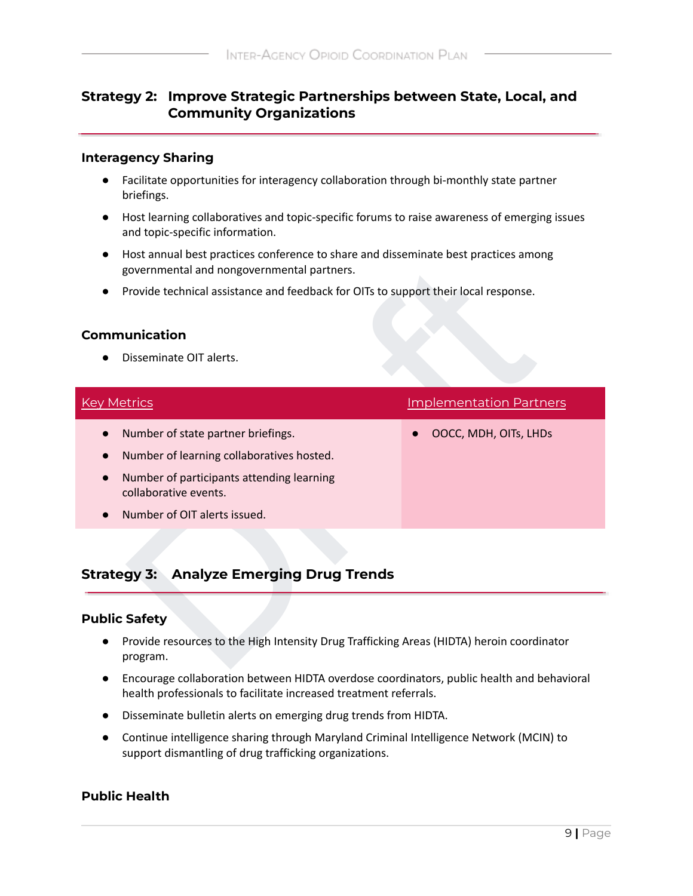## Strategy 2: Improve Strategic Partnerships between State, Local, and Community Organizations

### Interagency Sharing

- Facilitate opportunities for interagency collaboration through bi-monthly state partner briefings.
- Host learning collaboratives and topic-specific forums to raise awareness of emerging issues and topic-specific information.
- Host annual best practices conference to share and disseminate best practices among governmental and nongovernmental partners.
- Provide technical assistance and feedback for OITs to support their local response.

### Communication

- Disseminate OIT alerts.

| Key Metrics | Implementation Partners |
|---|---|
| • Number of state partner briefings.<br>• Number of learning collaboratives hosted.<br>• Number of participants attending learning collaborative events.<br>• Number of OIT alerts issued. | • OOCC, MDH, OITs, LHDs |

## Strategy 3: Analyze Emerging Drug Trends

### Public Safety

- Provide resources to the High Intensity Drug Trafficking Areas (HIDTA) heroin coordinator program.
- Encourage collaboration between HIDTA overdose coordinators, public health and behavioral health professionals to facilitate increased treatment referrals.
- Disseminate bulletin alerts on emerging drug trends from HIDTA.
- Continue intelligence sharing through Maryland Criminal Intelligence Network (MCIN) to support dismantling of drug trafficking organizations.

### Public Health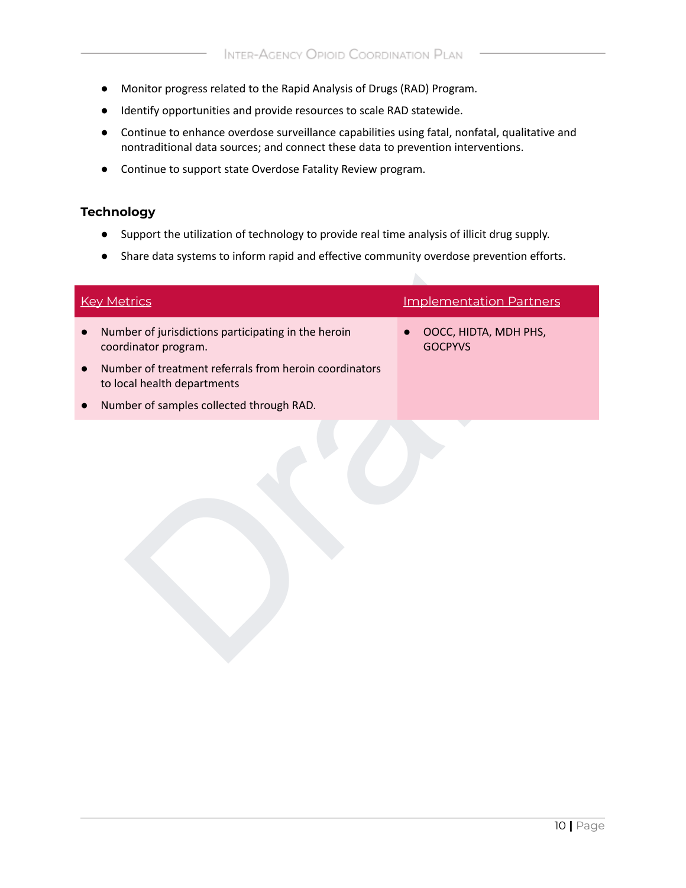- Monitor progress related to the Rapid Analysis of Drugs (RAD) Program.
- Identify opportunities and provide resources to scale RAD statewide.
- Continue to enhance overdose surveillance capabilities using fatal, nonfatal, qualitative and nontraditional data sources; and connect these data to prevention interventions.
- Continue to support state Overdose Fatality Review program.

### Technology

- Support the utilization of technology to provide real time analysis of illicit drug supply.
- Share data systems to inform rapid and effective community overdose prevention efforts.

| Key Metrics | Implementation Partners |
| --- | --- |
| • Number of jurisdictions participating in the heroin coordinator program.<br>• Number of treatment referrals from heroin coordinators to local health departments<br>• Number of samples collected through RAD. | • OOCC, HIDTA, MDH PHS, GOCPYVS |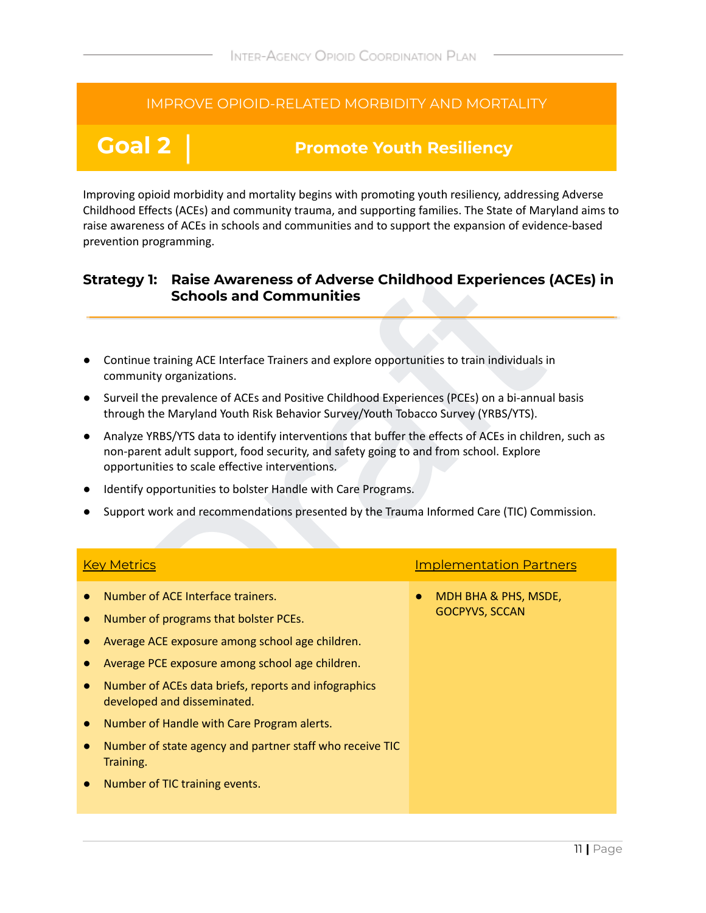IMPROVE OPIOID-RELATED MORBIDITY AND MORTALITY

# Goal 2 | Promote Youth Resiliency

Improving opioid morbidity and mortality begins with promoting youth resiliency, addressing Adverse Childhood Effects (ACEs) and community trauma, and supporting families. The State of Maryland aims to raise awareness of ACEs in schools and communities and to support the expansion of evidence-based prevention programming.

## Strategy 1: Raise Awareness of Adverse Childhood Experiences (ACEs) in Schools and Communities

- Continue training ACE Interface Trainers and explore opportunities to train individuals in community organizations.
- Surveil the prevalence of ACEs and Positive Childhood Experiences (PCEs) on a bi-annual basis through the Maryland Youth Risk Behavior Survey/Youth Tobacco Survey (YRBS/YTS).
- Analyze YRBS/YTS data to identify interventions that buffer the effects of ACEs in children, such as non-parent adult support, food security, and safety going to and from school. Explore opportunities to scale effective interventions.
- Identify opportunities to bolster Handle with Care Programs.
- Support work and recommendations presented by the Trauma Informed Care (TIC) Commission.

| Key Metrics | Implementation Partners |
|---|---|
| • Number of ACE Interface trainers.<br>• Number of programs that bolster PCEs.<br>• Average ACE exposure among school age children.<br>• Average PCE exposure among school age children.<br>• Number of ACEs data briefs, reports and infographics developed and disseminated.<br>• Number of Handle with Care Program alerts.<br>• Number of state agency and partner staff who receive TIC Training.<br>• Number of TIC training events. | • MDH BHA & PHS, MSDE, GOCPYVS, SCCAN |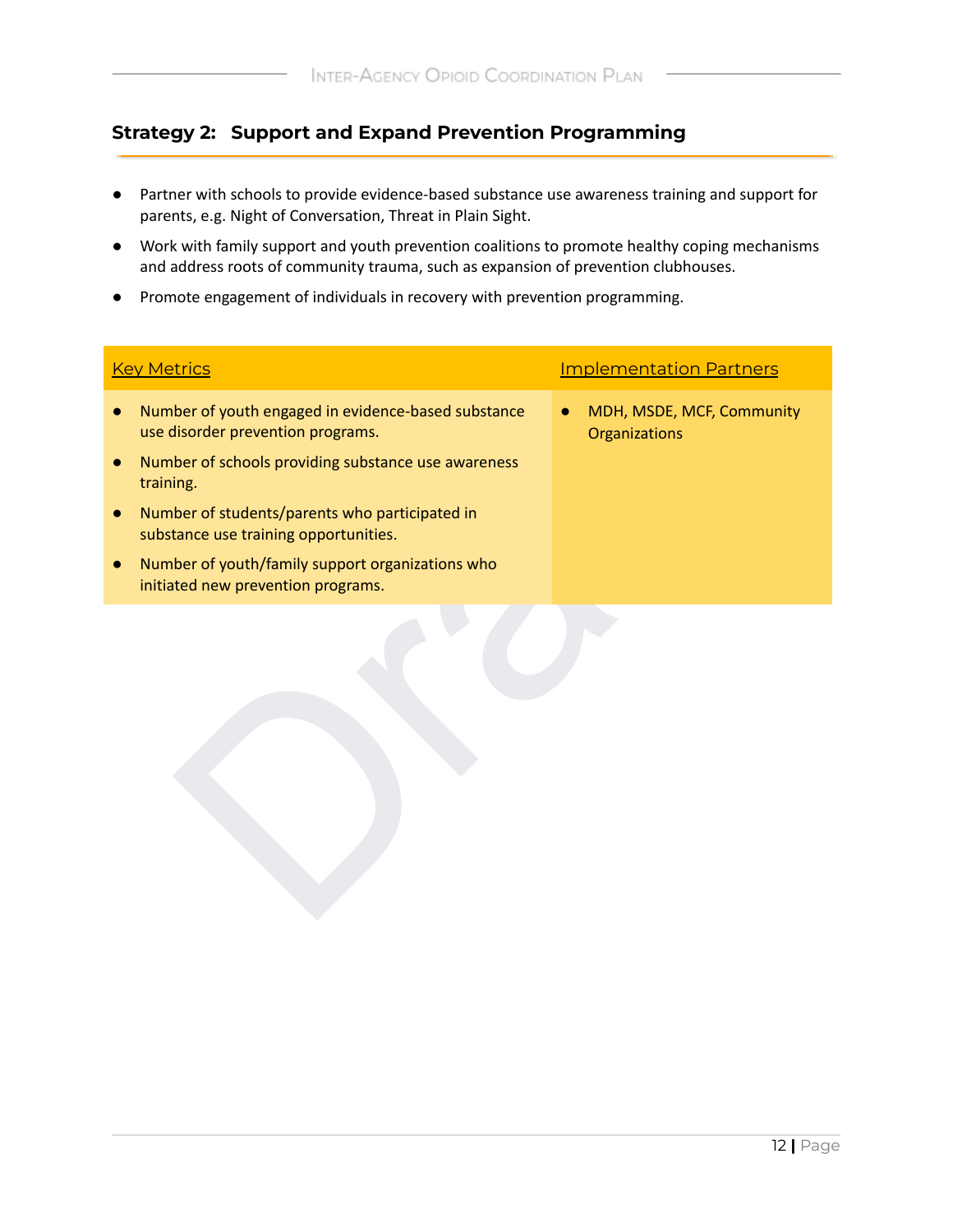### Strategy 2: Support and Expand Prevention Programming

- Partner with schools to provide evidence-based substance use awareness training and support for parents, e.g. Night of Conversation, Threat in Plain Sight.
- Work with family support and youth prevention coalitions to promote healthy coping mechanisms and address roots of community trauma, such as expansion of prevention clubhouses.
- Promote engagement of individuals in recovery with prevention programming.

| Key Metrics | Implementation Partners |
| --- | --- |
| • Number of youth engaged in evidence-based substance use disorder prevention programs.<br>• Number of schools providing substance use awareness training.<br>• Number of students/parents who participated in substance use training opportunities.<br>• Number of youth/family support organizations who initiated new prevention programs. | • MDH, MSDE, MCF, Community Organizations |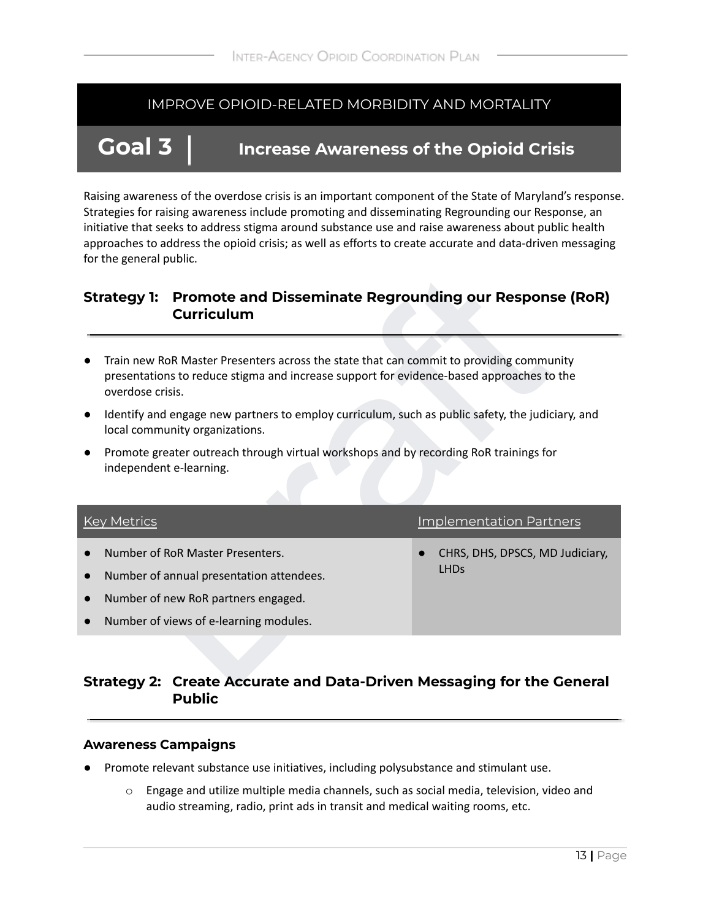## IMPROVE OPIOID-RELATED MORBIDITY AND MORTALITY

## Goal 3 | Increase Awareness of the Opioid Crisis

Raising awareness of the overdose crisis is an important component of the State of Maryland's response. Strategies for raising awareness include promoting and disseminating Regrounding our Response, an initiative that seeks to address stigma around substance use and raise awareness about public health approaches to address the opioid crisis; as well as efforts to create accurate and data-driven messaging for the general public.

### Strategy 1: Promote and Disseminate Regrounding our Response (RoR) Curriculum

- Train new RoR Master Presenters across the state that can commit to providing community presentations to reduce stigma and increase support for evidence-based approaches to the overdose crisis.
- Identify and engage new partners to employ curriculum, such as public safety, the judiciary, and local community organizations.
- Promote greater outreach through virtual workshops and by recording RoR trainings for independent e-learning.

| Key Metrics | Implementation Partners |
|---|---|
| • Number of RoR Master Presenters.<br>• Number of annual presentation attendees.<br>• Number of new RoR partners engaged.<br>• Number of views of e-learning modules. | • CHRS, DHS, DPSCS, MD Judiciary, LHDs |

### Strategy 2: Create Accurate and Data-Driven Messaging for the General Public

**Awareness Campaigns**

- Promote relevant substance use initiatives, including polysubstance and stimulant use.
  - Engage and utilize multiple media channels, such as social media, television, video and audio streaming, radio, print ads in transit and medical waiting rooms, etc.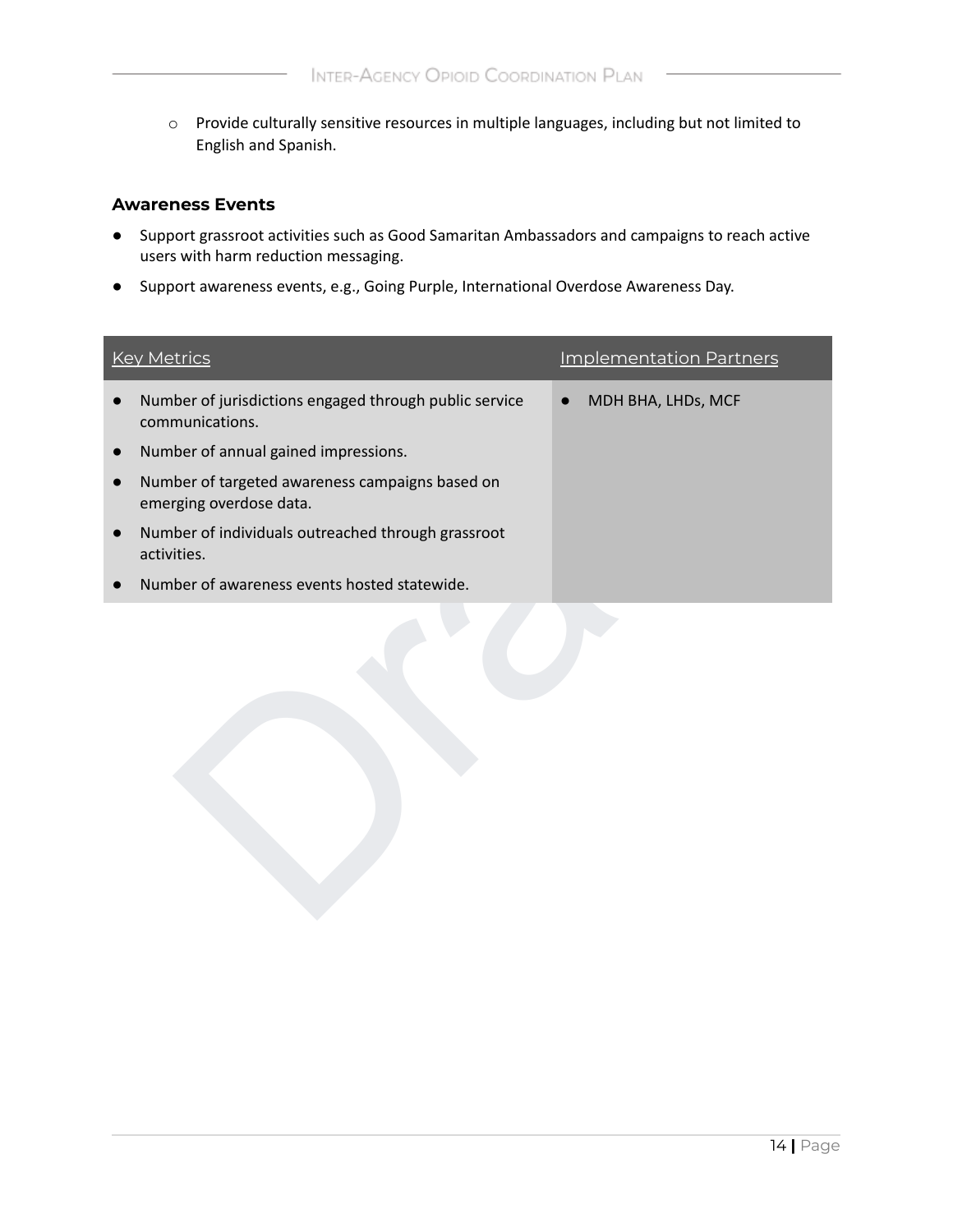- Provide culturally sensitive resources in multiple languages, including but not limited to English and Spanish.

#### Awareness Events

- Support grassroot activities such as Good Samaritan Ambassadors and campaigns to reach active users with harm reduction messaging.
- Support awareness events, e.g., Going Purple, International Overdose Awareness Day.

| Key Metrics | Implementation Partners |
| --- | --- |
| • Number of jurisdictions engaged through public service communications.<br>• Number of annual gained impressions.<br>• Number of targeted awareness campaigns based on emerging overdose data.<br>• Number of individuals outreached through grassroot activities.<br>• Number of awareness events hosted statewide. | • MDH BHA, LHDs, MCF |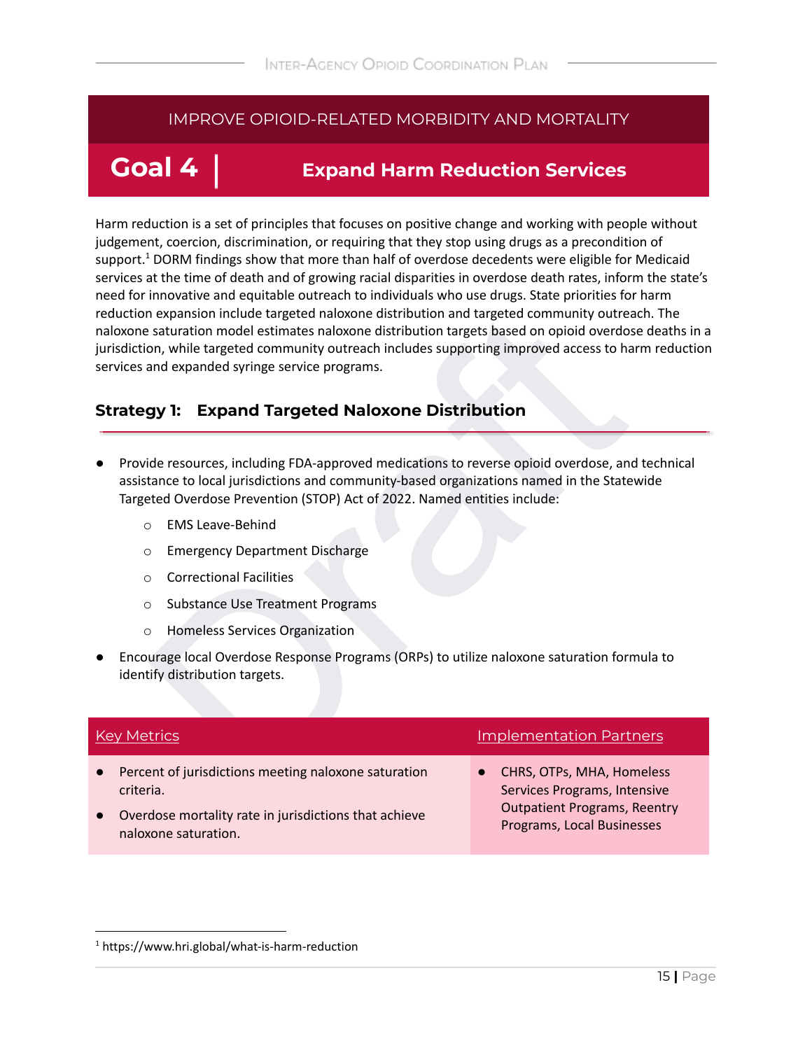IMPROVE OPIOID-RELATED MORBIDITY AND MORTALITY

# Goal 4 | Expand Harm Reduction Services

Harm reduction is a set of principles that focuses on positive change and working with people without judgement, coercion, discrimination, or requiring that they stop using drugs as a precondition of support.[1] DORM findings show that more than half of overdose decedents were eligible for Medicaid services at the time of death and of growing racial disparities in overdose death rates, inform the state's need for innovative and equitable outreach to individuals who use drugs. State priorities for harm reduction expansion include targeted naloxone distribution and targeted community outreach. The naloxone saturation model estimates naloxone distribution targets based on opioid overdose deaths in a jurisdiction, while targeted community outreach includes supporting improved access to harm reduction services and expanded syringe service programs.

## Strategy 1: Expand Targeted Naloxone Distribution

- Provide resources, including FDA-approved medications to reverse opioid overdose, and technical assistance to local jurisdictions and community-based organizations named in the Statewide Targeted Overdose Prevention (STOP) Act of 2022. Named entities include:
  - EMS Leave-Behind
  - Emergency Department Discharge
  - Correctional Facilities
  - Substance Use Treatment Programs
  - Homeless Services Organization
- Encourage local Overdose Response Programs (ORPs) to utilize naloxone saturation formula to identify distribution targets.

| Key Metrics | Implementation Partners |
| --- | --- |
| • Percent of jurisdictions meeting naloxone saturation criteria.<br>• Overdose mortality rate in jurisdictions that achieve naloxone saturation. | • CHRS, OTPs, MHA, Homeless Services Programs, Intensive Outpatient Programs, Reentry Programs, Local Businesses |

[1] https://www.hri.global/what-is-harm-reduction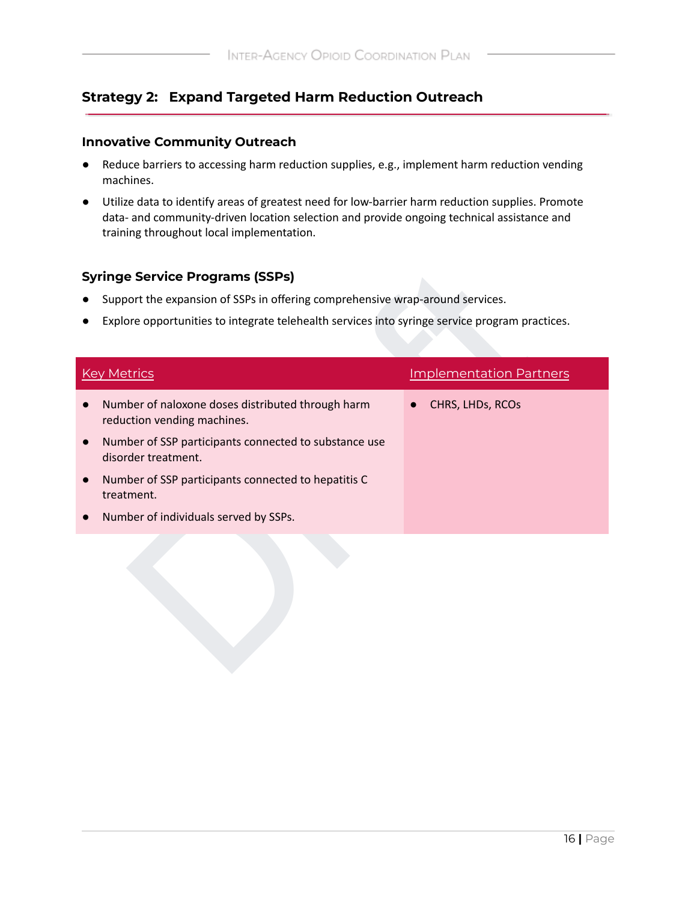## Strategy 2: Expand Targeted Harm Reduction Outreach

### Innovative Community Outreach

- Reduce barriers to accessing harm reduction supplies, e.g., implement harm reduction vending machines.
- Utilize data to identify areas of greatest need for low-barrier harm reduction supplies. Promote data- and community-driven location selection and provide ongoing technical assistance and training throughout local implementation.

### Syringe Service Programs (SSPs)

- Support the expansion of SSPs in offering comprehensive wrap-around services.
- Explore opportunities to integrate telehealth services into syringe service program practices.

| Key Metrics | Implementation Partners |
| --- | --- |
| • Number of naloxone doses distributed through harm reduction vending machines.<br>• Number of SSP participants connected to substance use disorder treatment.<br>• Number of SSP participants connected to hepatitis C treatment.<br>• Number of individuals served by SSPs. | • CHRS, LHDs, RCOs |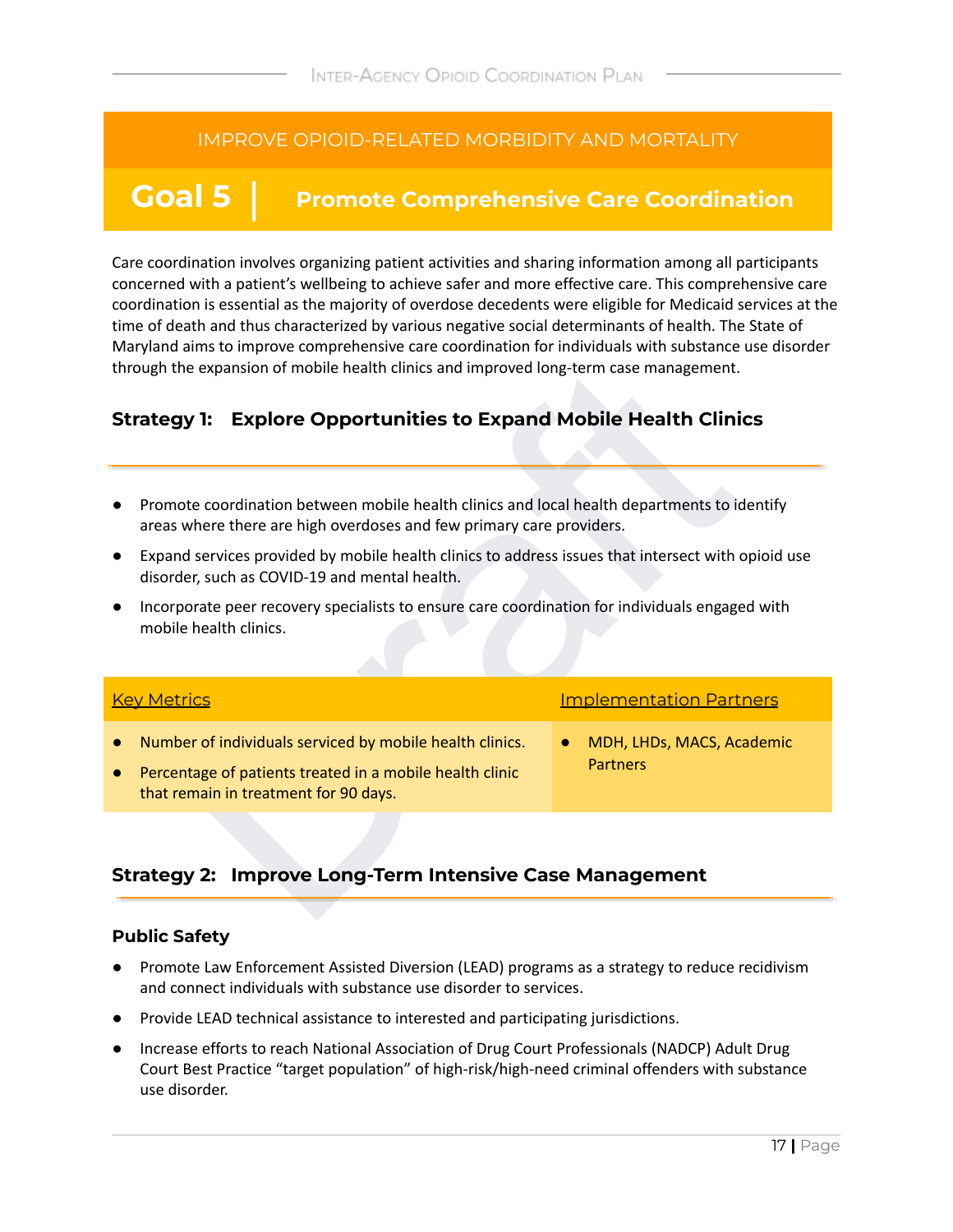IMPROVE OPIOID-RELATED MORBIDITY AND MORTALITY

# Goal 5 | Promote Comprehensive Care Coordination

Care coordination involves organizing patient activities and sharing information among all participants concerned with a patient's wellbeing to achieve safer and more effective care. This comprehensive care coordination is essential as the majority of overdose decedents were eligible for Medicaid services at the time of death and thus characterized by various negative social determinants of health. The State of Maryland aims to improve comprehensive care coordination for individuals with substance use disorder through the expansion of mobile health clinics and improved long-term case management.

## Strategy 1: Explore Opportunities to Expand Mobile Health Clinics

- Promote coordination between mobile health clinics and local health departments to identify areas where there are high overdoses and few primary care providers.
- Expand services provided by mobile health clinics to address issues that intersect with opioid use disorder, such as COVID-19 and mental health.
- Incorporate peer recovery specialists to ensure care coordination for individuals engaged with mobile health clinics.

| Key Metrics | Implementation Partners |
| --- | --- |
| • Number of individuals serviced by mobile health clinics.<br>• Percentage of patients treated in a mobile health clinic that remain in treatment for 90 days. | • MDH, LHDs, MACS, Academic Partners |

## Strategy 2: Improve Long-Term Intensive Case Management

### Public Safety

- Promote Law Enforcement Assisted Diversion (LEAD) programs as a strategy to reduce recidivism and connect individuals with substance use disorder to services.
- Provide LEAD technical assistance to interested and participating jurisdictions.
- Increase efforts to reach National Association of Drug Court Professionals (NADCP) Adult Drug Court Best Practice "target population" of high-risk/high-need criminal offenders with substance use disorder.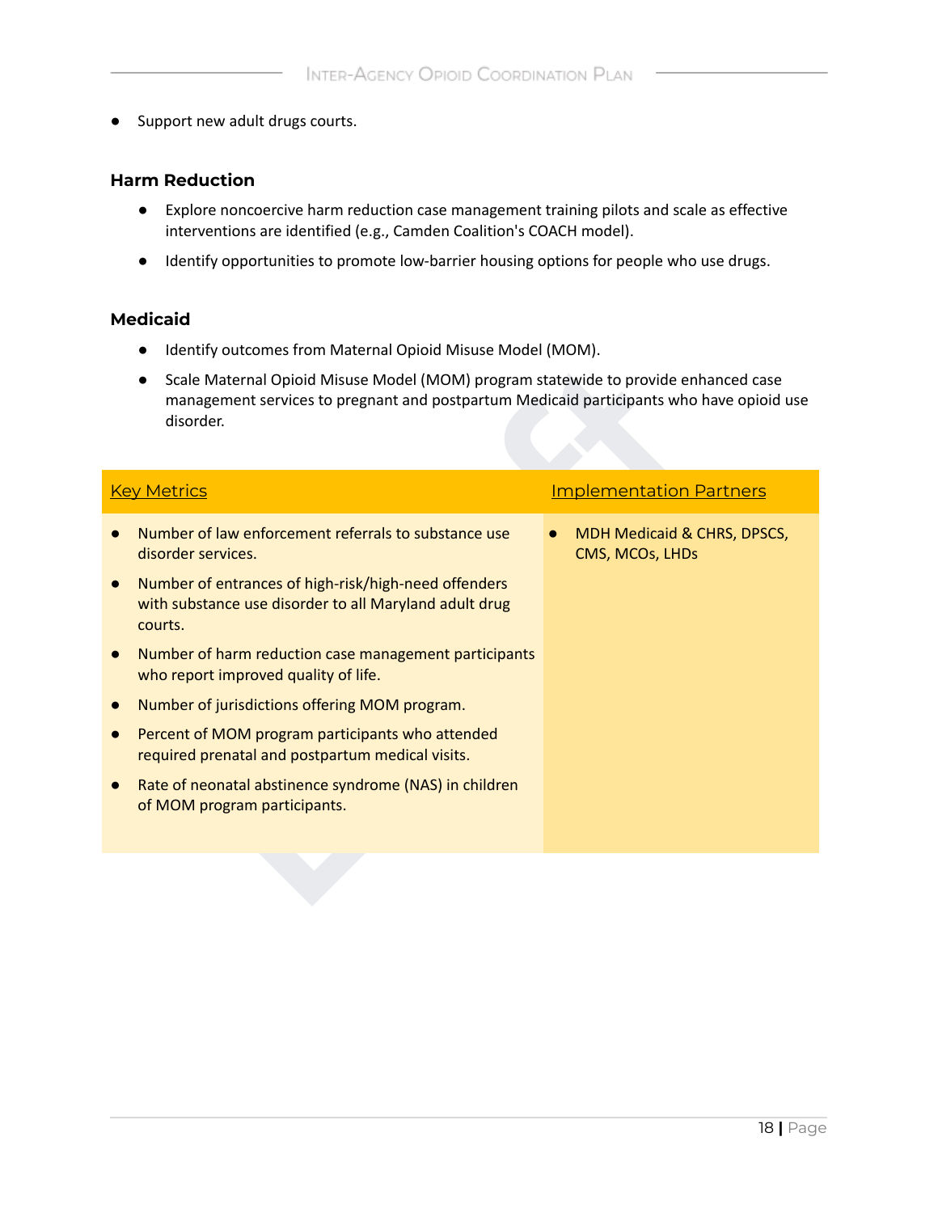- Support new adult drugs courts.

### Harm Reduction

- Explore noncoercive harm reduction case management training pilots and scale as effective interventions are identified (e.g., Camden Coalition's COACH model).
- Identify opportunities to promote low-barrier housing options for people who use drugs.

### Medicaid

- Identify outcomes from Maternal Opioid Misuse Model (MOM).
- Scale Maternal Opioid Misuse Model (MOM) program statewide to provide enhanced case management services to pregnant and postpartum Medicaid participants who have opioid use disorder.

| Key Metrics | Implementation Partners |
| --- | --- |
| • Number of law enforcement referrals to substance use disorder services.<br>• Number of entrances of high-risk/high-need offenders with substance use disorder to all Maryland adult drug courts.<br>• Number of harm reduction case management participants who report improved quality of life.<br>• Number of jurisdictions offering MOM program.<br>• Percent of MOM program participants who attended required prenatal and postpartum medical visits.<br>• Rate of neonatal abstinence syndrome (NAS) in children of MOM program participants. | • MDH Medicaid & CHRS, DPSCS, CMS, MCOs, LHDs |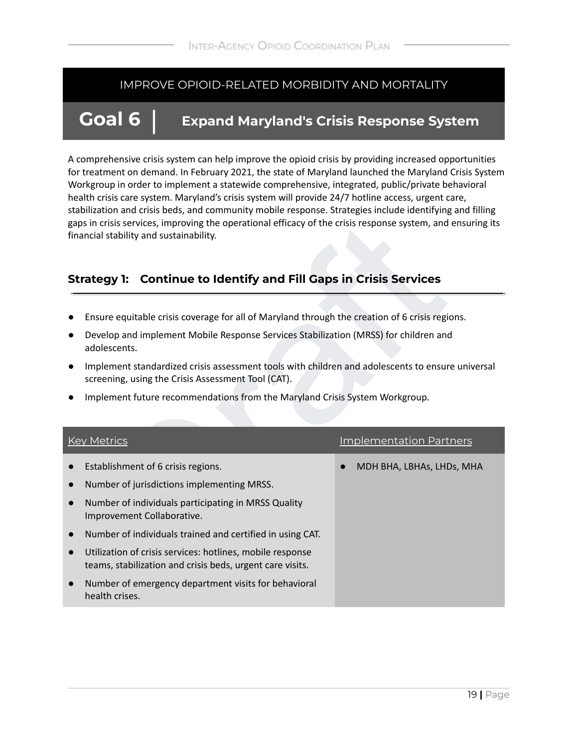IMPROVE OPIOID-RELATED MORBIDITY AND MORTALITY

# Goal 6 | Expand Maryland's Crisis Response System

A comprehensive crisis system can help improve the opioid crisis by providing increased opportunities for treatment on demand. In February 2021, the state of Maryland launched the Maryland Crisis System Workgroup in order to implement a statewide comprehensive, integrated, public/private behavioral health crisis care system. Maryland's crisis system will provide 24/7 hotline access, urgent care, stabilization and crisis beds, and community mobile response. Strategies include identifying and filling gaps in crisis services, improving the operational efficacy of the crisis response system, and ensuring its financial stability and sustainability.

## Strategy 1: Continue to Identify and Fill Gaps in Crisis Services

- Ensure equitable crisis coverage for all of Maryland through the creation of 6 crisis regions.
- Develop and implement Mobile Response Services Stabilization (MRSS) for children and adolescents.
- Implement standardized crisis assessment tools with children and adolescents to ensure universal screening, using the Crisis Assessment Tool (CAT).
- Implement future recommendations from the Maryland Crisis System Workgroup.

| Key Metrics | Implementation Partners |
|---|---|
| • Establishment of 6 crisis regions.<br>• Number of jurisdictions implementing MRSS.<br>• Number of individuals participating in MRSS Quality Improvement Collaborative.<br>• Number of individuals trained and certified in using CAT.<br>• Utilization of crisis services: hotlines, mobile response teams, stabilization and crisis beds, urgent care visits.<br>• Number of emergency department visits for behavioral health crises. | • MDH BHA, LBHAs, LHDs, MHA |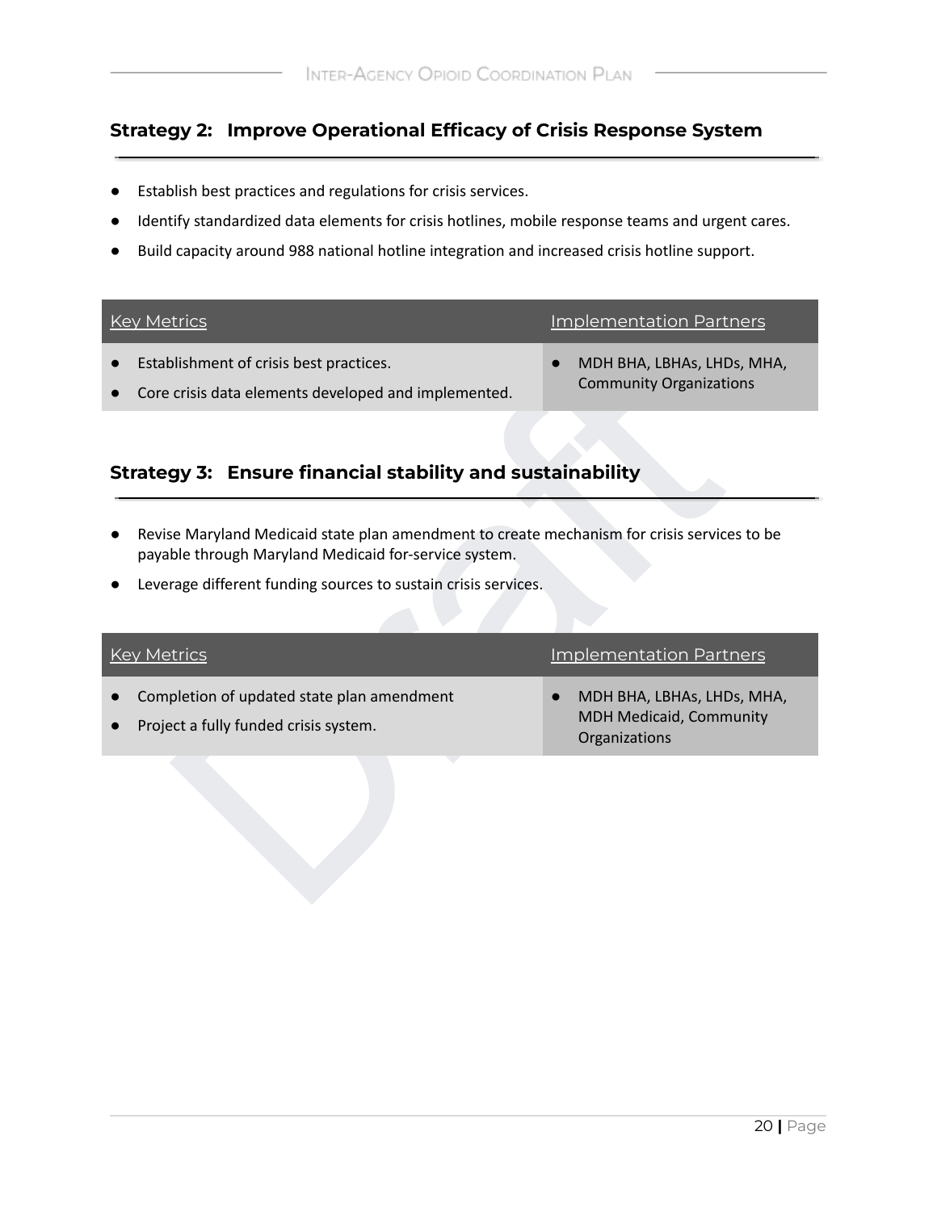### Strategy 2: Improve Operational Efficacy of Crisis Response System

- Establish best practices and regulations for crisis services.
- Identify standardized data elements for crisis hotlines, mobile response teams and urgent cares.
- Build capacity around 988 national hotline integration and increased crisis hotline support.

| Key Metrics | Implementation Partners |
| --- | --- |
| • Establishment of crisis best practices.<br>• Core crisis data elements developed and implemented. | • MDH BHA, LBHAs, LHDs, MHA, Community Organizations |

### Strategy 3: Ensure financial stability and sustainability

- Revise Maryland Medicaid state plan amendment to create mechanism for crisis services to be payable through Maryland Medicaid for-service system.
- Leverage different funding sources to sustain crisis services.

| Key Metrics | Implementation Partners |
| --- | --- |
| • Completion of updated state plan amendment<br>• Project a fully funded crisis system. | • MDH BHA, LBHAs, LHDs, MHA, MDH Medicaid, Community Organizations |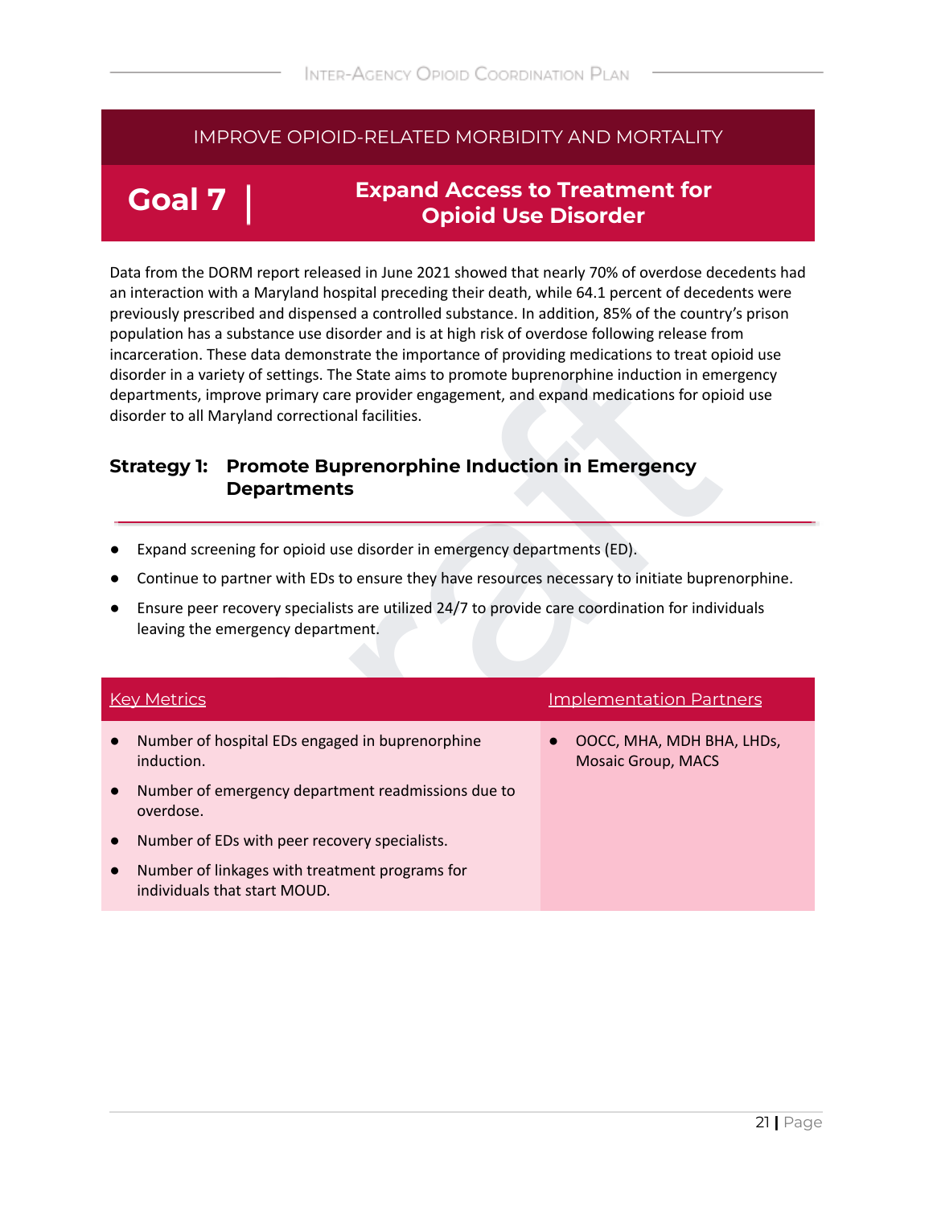IMPROVE OPIOID-RELATED MORBIDITY AND MORTALITY

# Goal 7 | Expand Access to Treatment for Opioid Use Disorder

Data from the DORM report released in June 2021 showed that nearly 70% of overdose decedents had an interaction with a Maryland hospital preceding their death, while 64.1 percent of decedents were previously prescribed and dispensed a controlled substance. In addition, 85% of the country's prison population has a substance use disorder and is at high risk of overdose following release from incarceration. These data demonstrate the importance of providing medications to treat opioid use disorder in a variety of settings. The State aims to promote buprenorphine induction in emergency departments, improve primary care provider engagement, and expand medications for opioid use disorder to all Maryland correctional facilities.

## Strategy 1: Promote Buprenorphine Induction in Emergency Departments

- Expand screening for opioid use disorder in emergency departments (ED).
- Continue to partner with EDs to ensure they have resources necessary to initiate buprenorphine.
- Ensure peer recovery specialists are utilized 24/7 to provide care coordination for individuals leaving the emergency department.

| Key Metrics | Implementation Partners |
| --- | --- |
| • Number of hospital EDs engaged in buprenorphine induction.<br>• Number of emergency department readmissions due to overdose.<br>• Number of EDs with peer recovery specialists.<br>• Number of linkages with treatment programs for individuals that start MOUD. | • OOCC, MHA, MDH BHA, LHDs, Mosaic Group, MACS |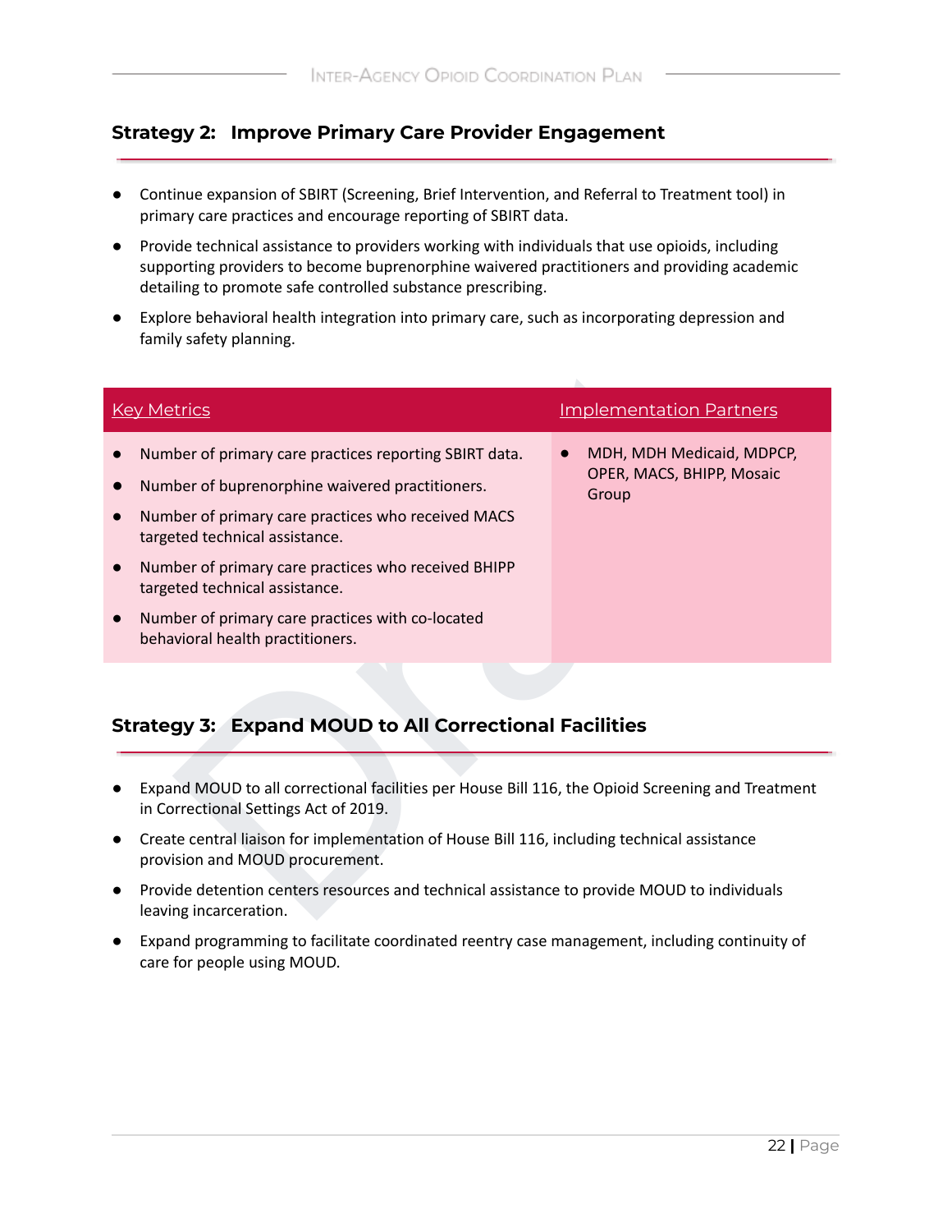### Strategy 2: Improve Primary Care Provider Engagement

- Continue expansion of SBIRT (Screening, Brief Intervention, and Referral to Treatment tool) in primary care practices and encourage reporting of SBIRT data.
- Provide technical assistance to providers working with individuals that use opioids, including supporting providers to become buprenorphine waivered practitioners and providing academic detailing to promote safe controlled substance prescribing.
- Explore behavioral health integration into primary care, such as incorporating depression and family safety planning.

| Key Metrics | Implementation Partners |
|---|---|
| • Number of primary care practices reporting SBIRT data.<br>• Number of buprenorphine waivered practitioners.<br>• Number of primary care practices who received MACS targeted technical assistance.<br>• Number of primary care practices who received BHIPP targeted technical assistance.<br>• Number of primary care practices with co-located behavioral health practitioners. | • MDH, MDH Medicaid, MDPCP, OPER, MACS, BHIPP, Mosaic Group |

### Strategy 3: Expand MOUD to All Correctional Facilities

- Expand MOUD to all correctional facilities per House Bill 116, the Opioid Screening and Treatment in Correctional Settings Act of 2019.
- Create central liaison for implementation of House Bill 116, including technical assistance provision and MOUD procurement.
- Provide detention centers resources and technical assistance to provide MOUD to individuals leaving incarceration.
- Expand programming to facilitate coordinated reentry case management, including continuity of care for people using MOUD.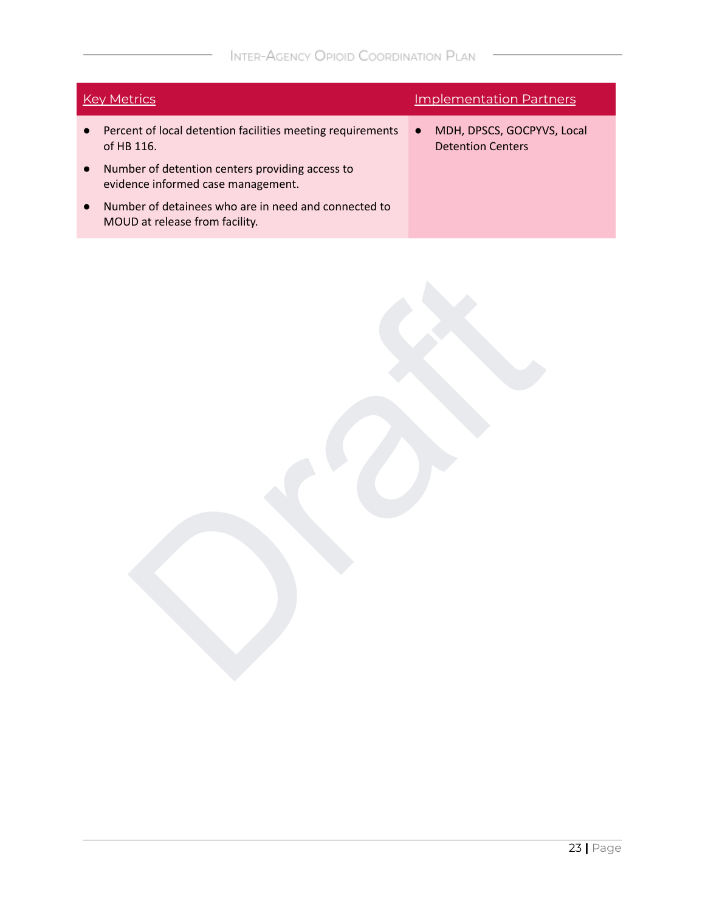| Key Metrics | Implementation Partners |
|---|---|
| • Percent of local detention facilities meeting requirements of HB 116.<br>• Number of detention centers providing access to evidence informed case management.<br>• Number of detainees who are in need and connected to MOUD at release from facility. | • MDH, DPSCS, GOCPYVS, Local Detention Centers |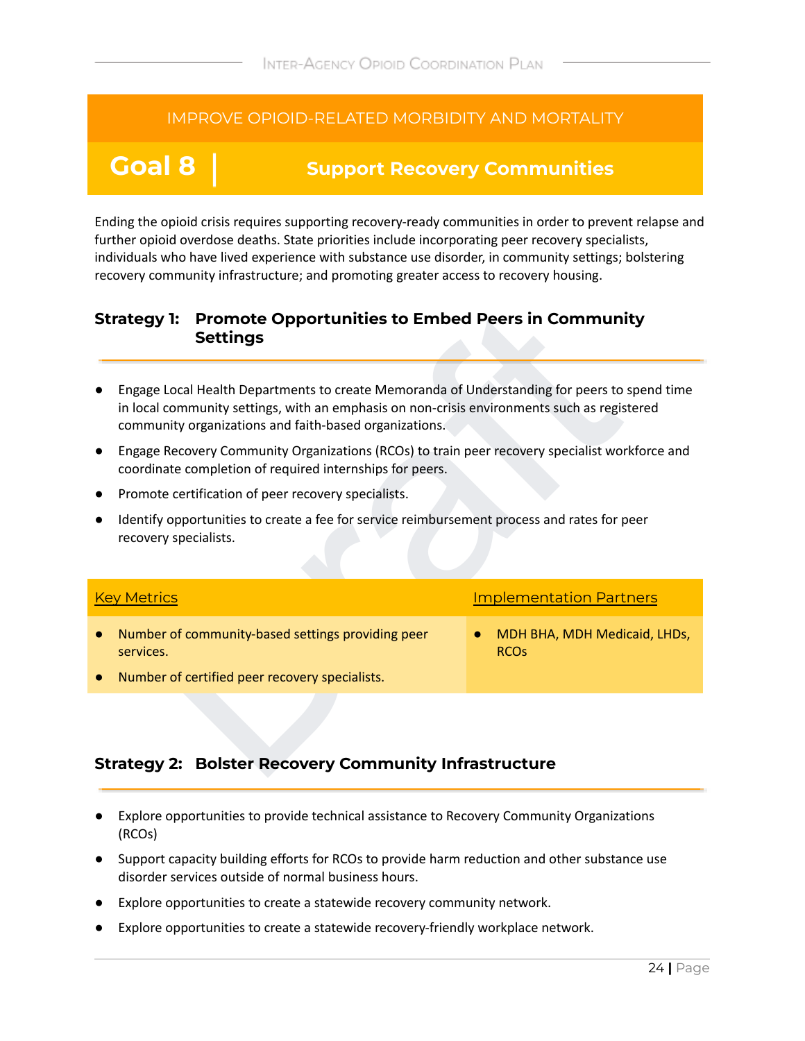IMPROVE OPIOID-RELATED MORBIDITY AND MORTALITY

# Goal 8 | Support Recovery Communities

Ending the opioid crisis requires supporting recovery-ready communities in order to prevent relapse and further opioid overdose deaths. State priorities include incorporating peer recovery specialists, individuals who have lived experience with substance use disorder, in community settings; bolstering recovery community infrastructure; and promoting greater access to recovery housing.

## Strategy 1: Promote Opportunities to Embed Peers in Community Settings

- Engage Local Health Departments to create Memoranda of Understanding for peers to spend time in local community settings, with an emphasis on non-crisis environments such as registered community organizations and faith-based organizations.
- Engage Recovery Community Organizations (RCOs) to train peer recovery specialist workforce and coordinate completion of required internships for peers.
- Promote certification of peer recovery specialists.
- Identify opportunities to create a fee for service reimbursement process and rates for peer recovery specialists.

| Key Metrics | Implementation Partners |
| --- | --- |
| • Number of community-based settings providing peer services.<br>• Number of certified peer recovery specialists. | • MDH BHA, MDH Medicaid, LHDs, RCOs |

## Strategy 2: Bolster Recovery Community Infrastructure

- Explore opportunities to provide technical assistance to Recovery Community Organizations (RCOs)
- Support capacity building efforts for RCOs to provide harm reduction and other substance use disorder services outside of normal business hours.
- Explore opportunities to create a statewide recovery community network.
- Explore opportunities to create a statewide recovery-friendly workplace network.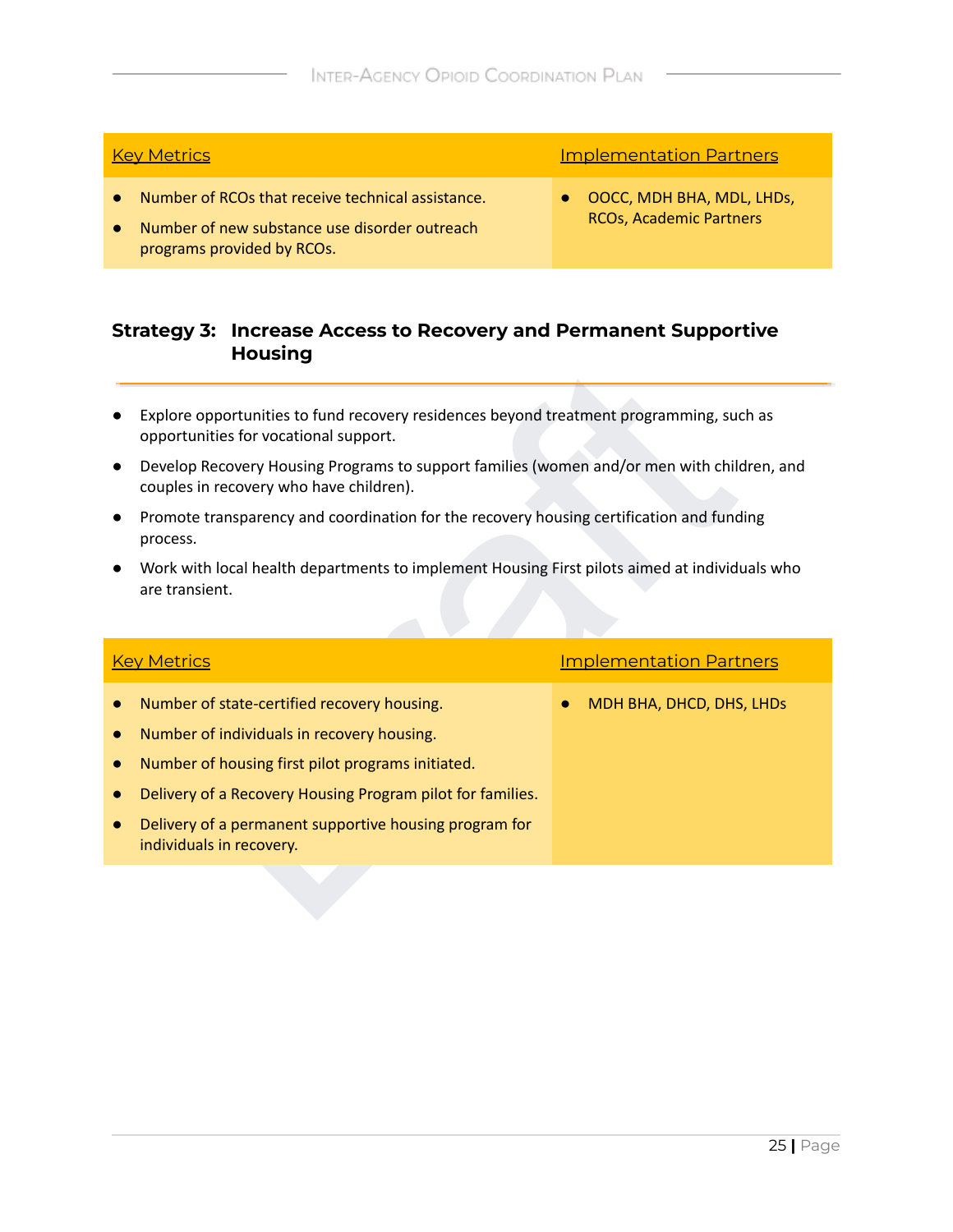| Key Metrics | Implementation Partners |
| --- | --- |
| • Number of RCOs that receive technical assistance.<br>• Number of new substance use disorder outreach programs provided by RCOs. | • OOCC, MDH BHA, MDL, LHDs, RCOs, Academic Partners |

### Strategy 3: Increase Access to Recovery and Permanent Supportive Housing

- Explore opportunities to fund recovery residences beyond treatment programming, such as opportunities for vocational support.
- Develop Recovery Housing Programs to support families (women and/or men with children, and couples in recovery who have children).
- Promote transparency and coordination for the recovery housing certification and funding process.
- Work with local health departments to implement Housing First pilots aimed at individuals who are transient.

| Key Metrics | Implementation Partners |
| --- | --- |
| • Number of state-certified recovery housing.<br>• Number of individuals in recovery housing.<br>• Number of housing first pilot programs initiated.<br>• Delivery of a Recovery Housing Program pilot for families.<br>• Delivery of a permanent supportive housing program for individuals in recovery. | • MDH BHA, DHCD, DHS, LHDs |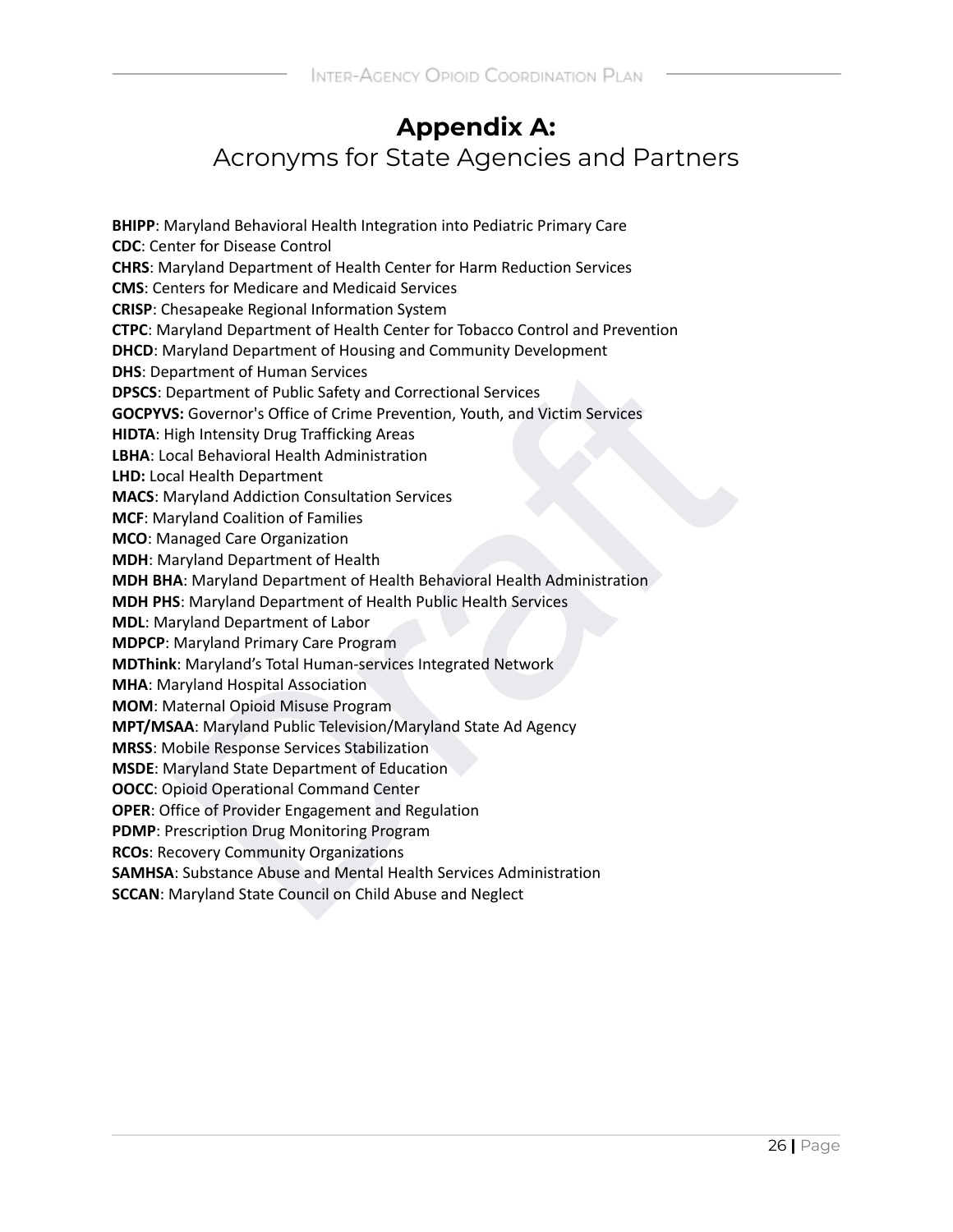# Appendix A:
## Acronyms for State Agencies and Partners

**BHIPP**: Maryland Behavioral Health Integration into Pediatric Primary Care
**CDC**: Center for Disease Control
**CHRS**: Maryland Department of Health Center for Harm Reduction Services
**CMS**: Centers for Medicare and Medicaid Services
**CRISP**: Chesapeake Regional Information System
**CTPC**: Maryland Department of Health Center for Tobacco Control and Prevention
**DHCD**: Maryland Department of Housing and Community Development
**DHS**: Department of Human Services
**DPSCS**: Department of Public Safety and Correctional Services
**GOCPYVS:** Governor's Office of Crime Prevention, Youth, and Victim Services
**HIDTA**: High Intensity Drug Trafficking Areas
**LBHA**: Local Behavioral Health Administration
**LHD:** Local Health Department
**MACS**: Maryland Addiction Consultation Services
**MCF**: Maryland Coalition of Families
**MCO**: Managed Care Organization
**MDH**: Maryland Department of Health
**MDH BHA**: Maryland Department of Health Behavioral Health Administration
**MDH PHS**: Maryland Department of Health Public Health Services
**MDL**: Maryland Department of Labor
**MDPCP**: Maryland Primary Care Program
**MDThink**: Maryland's Total Human-services Integrated Network
**MHA**: Maryland Hospital Association
**MOM**: Maternal Opioid Misuse Program
**MPT/MSAA**: Maryland Public Television/Maryland State Ad Agency
**MRSS**: Mobile Response Services Stabilization
**MSDE**: Maryland State Department of Education
**OOCC**: Opioid Operational Command Center
**OPER**: Office of Provider Engagement and Regulation
**PDMP**: Prescription Drug Monitoring Program
**RCOs**: Recovery Community Organizations
**SAMHSA**: Substance Abuse and Mental Health Services Administration
**SCCAN**: Maryland State Council on Child Abuse and Neglect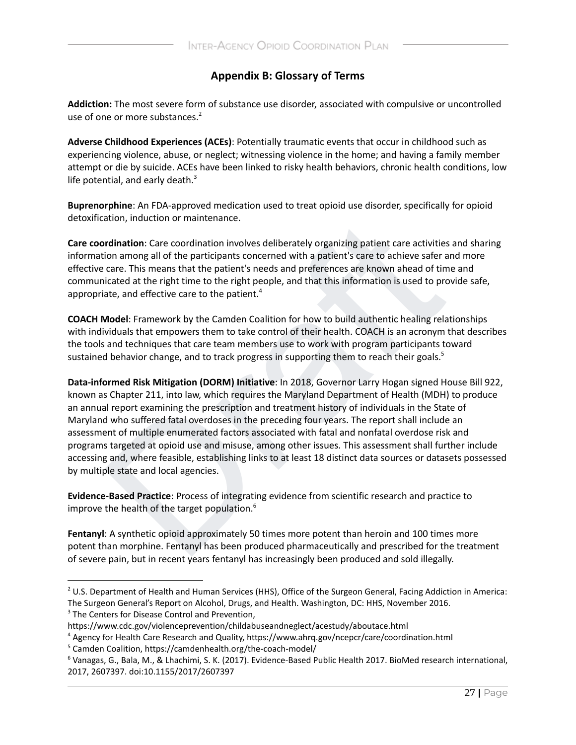## Appendix B: Glossary of Terms

**Addiction:** The most severe form of substance use disorder, associated with compulsive or uncontrolled use of one or more substances.[2]

**Adverse Childhood Experiences (ACEs)**: Potentially traumatic events that occur in childhood such as experiencing violence, abuse, or neglect; witnessing violence in the home; and having a family member attempt or die by suicide. ACEs have been linked to risky health behaviors, chronic health conditions, low life potential, and early death.[3]

**Buprenorphine**: An FDA-approved medication used to treat opioid use disorder, specifically for opioid detoxification, induction or maintenance.

**Care coordination**: Care coordination involves deliberately organizing patient care activities and sharing information among all of the participants concerned with a patient's care to achieve safer and more effective care. This means that the patient's needs and preferences are known ahead of time and communicated at the right time to the right people, and that this information is used to provide safe, appropriate, and effective care to the patient.[4]

**COACH Model**: Framework by the Camden Coalition for how to build authentic healing relationships with individuals that empowers them to take control of their health. COACH is an acronym that describes the tools and techniques that care team members use to work with program participants toward sustained behavior change, and to track progress in supporting them to reach their goals.[5]

**Data-informed Risk Mitigation (DORM) Initiative**: In 2018, Governor Larry Hogan signed House Bill 922, known as Chapter 211, into law, which requires the Maryland Department of Health (MDH) to produce an annual report examining the prescription and treatment history of individuals in the State of Maryland who suffered fatal overdoses in the preceding four years. The report shall include an assessment of multiple enumerated factors associated with fatal and nonfatal overdose risk and programs targeted at opioid use and misuse, among other issues. This assessment shall further include accessing and, where feasible, establishing links to at least 18 distinct data sources or datasets possessed by multiple state and local agencies.

**Evidence-Based Practice**: Process of integrating evidence from scientific research and practice to improve the health of the target population.[6]

**Fentanyl**: A synthetic opioid approximately 50 times more potent than heroin and 100 times more potent than morphine. Fentanyl has been produced pharmaceutically and prescribed for the treatment of severe pain, but in recent years fentanyl has increasingly been produced and sold illegally.

---

[2] U.S. Department of Health and Human Services (HHS), Office of the Surgeon General, Facing Addiction in America: The Surgeon General's Report on Alcohol, Drugs, and Health. Washington, DC: HHS, November 2016.

[3] The Centers for Disease Control and Prevention, https://www.cdc.gov/violenceprevention/childabuseandneglect/acestudy/aboutace.html

[4] Agency for Health Care Research and Quality, https://www.ahrq.gov/ncepcr/care/coordination.html

[5] Camden Coalition, https://camdenhealth.org/the-coach-model/

[6] Vanagas, G., Bala, M., & Lhachimi, S. K. (2017). Evidence-Based Public Health 2017. BioMed research international, 2017, 2607397. doi:10.1155/2017/2607397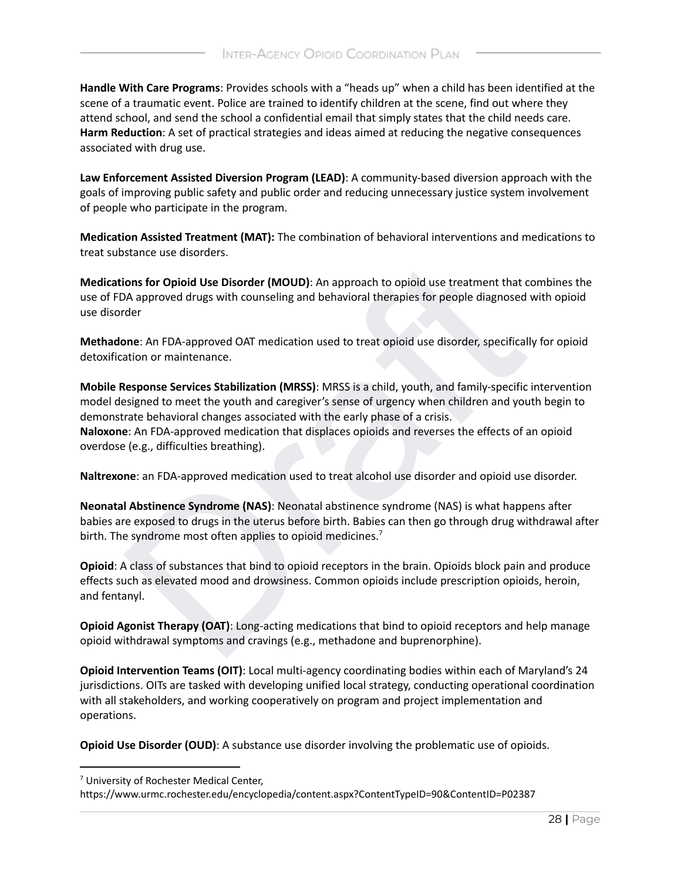**Handle With Care Programs**: Provides schools with a "heads up" when a child has been identified at the scene of a traumatic event. Police are trained to identify children at the scene, find out where they attend school, and send the school a confidential email that simply states that the child needs care.
**Harm Reduction**: A set of practical strategies and ideas aimed at reducing the negative consequences associated with drug use.

**Law Enforcement Assisted Diversion Program (LEAD)**: A community-based diversion approach with the goals of improving public safety and public order and reducing unnecessary justice system involvement of people who participate in the program.

**Medication Assisted Treatment (MAT):** The combination of behavioral interventions and medications to treat substance use disorders.

**Medications for Opioid Use Disorder (MOUD)**: An approach to opioid use treatment that combines the use of FDA approved drugs with counseling and behavioral therapies for people diagnosed with opioid use disorder

**Methadone**: An FDA-approved OAT medication used to treat opioid use disorder, specifically for opioid detoxification or maintenance.

**Mobile Response Services Stabilization (MRSS)**: MRSS is a child, youth, and family-specific intervention model designed to meet the youth and caregiver's sense of urgency when children and youth begin to demonstrate behavioral changes associated with the early phase of a crisis.
**Naloxone**: An FDA-approved medication that displaces opioids and reverses the effects of an opioid overdose (e.g., difficulties breathing).

**Naltrexone**: an FDA-approved medication used to treat alcohol use disorder and opioid use disorder.

**Neonatal Abstinence Syndrome (NAS)**: Neonatal abstinence syndrome (NAS) is what happens after babies are exposed to drugs in the uterus before birth. Babies can then go through drug withdrawal after birth. The syndrome most often applies to opioid medicines.[7]

**Opioid**: A class of substances that bind to opioid receptors in the brain. Opioids block pain and produce effects such as elevated mood and drowsiness. Common opioids include prescription opioids, heroin, and fentanyl.

**Opioid Agonist Therapy (OAT)**: Long-acting medications that bind to opioid receptors and help manage opioid withdrawal symptoms and cravings (e.g., methadone and buprenorphine).

**Opioid Intervention Teams (OIT)**: Local multi-agency coordinating bodies within each of Maryland's 24 jurisdictions. OITs are tasked with developing unified local strategy, conducting operational coordination with all stakeholders, and working cooperatively on program and project implementation and operations.

**Opioid Use Disorder (OUD)**: A substance use disorder involving the problematic use of opioids.

---

[7] University of Rochester Medical Center,
https://www.urmc.rochester.edu/encyclopedia/content.aspx?ContentTypeID=90&ContentID=P02387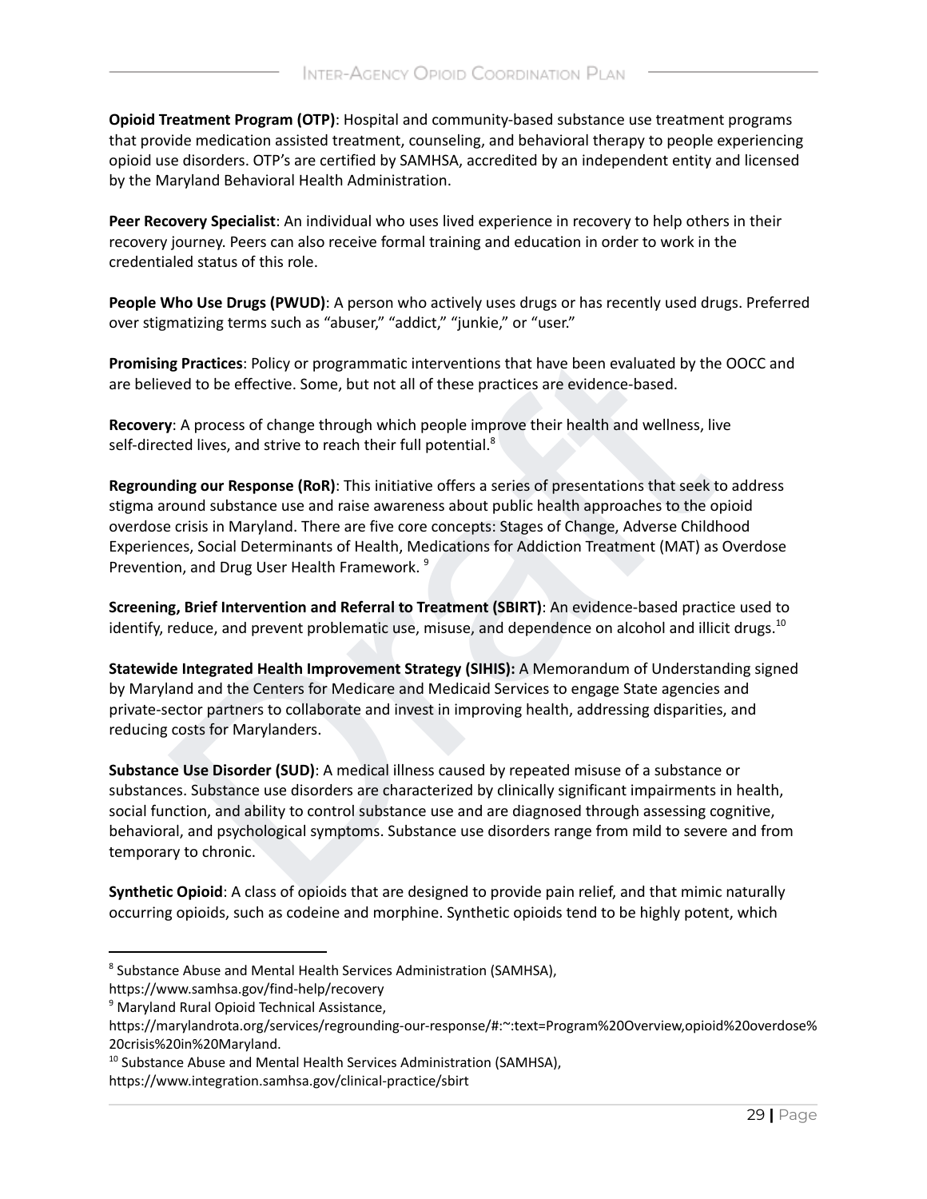**Opioid Treatment Program (OTP)**: Hospital and community-based substance use treatment programs that provide medication assisted treatment, counseling, and behavioral therapy to people experiencing opioid use disorders. OTP's are certified by SAMHSA, accredited by an independent entity and licensed by the Maryland Behavioral Health Administration.

**Peer Recovery Specialist**: An individual who uses lived experience in recovery to help others in their recovery journey. Peers can also receive formal training and education in order to work in the credentialed status of this role.

**People Who Use Drugs (PWUD)**: A person who actively uses drugs or has recently used drugs. Preferred over stigmatizing terms such as "abuser," "addict," "junkie," or "user."

**Promising Practices**: Policy or programmatic interventions that have been evaluated by the OOCC and are believed to be effective. Some, but not all of these practices are evidence-based.

**Recovery**: A process of change through which people improve their health and wellness, live self-directed lives, and strive to reach their full potential.[8]

**Regrounding our Response (RoR)**: This initiative offers a series of presentations that seek to address stigma around substance use and raise awareness about public health approaches to the opioid overdose crisis in Maryland. There are five core concepts: Stages of Change, Adverse Childhood Experiences, Social Determinants of Health, Medications for Addiction Treatment (MAT) as Overdose Prevention, and Drug User Health Framework. [9]

**Screening, Brief Intervention and Referral to Treatment (SBIRT)**: An evidence-based practice used to identify, reduce, and prevent problematic use, misuse, and dependence on alcohol and illicit drugs.[10]

**Statewide Integrated Health Improvement Strategy (SIHIS):** A Memorandum of Understanding signed by Maryland and the Centers for Medicare and Medicaid Services to engage State agencies and private-sector partners to collaborate and invest in improving health, addressing disparities, and reducing costs for Marylanders.

**Substance Use Disorder (SUD)**: A medical illness caused by repeated misuse of a substance or substances. Substance use disorders are characterized by clinically significant impairments in health, social function, and ability to control substance use and are diagnosed through assessing cognitive, behavioral, and psychological symptoms. Substance use disorders range from mild to severe and from temporary to chronic.

**Synthetic Opioid**: A class of opioids that are designed to provide pain relief, and that mimic naturally occurring opioids, such as codeine and morphine. Synthetic opioids tend to be highly potent, which

---

[8] Substance Abuse and Mental Health Services Administration (SAMHSA), https://www.samhsa.gov/find-help/recovery

[9] Maryland Rural Opioid Technical Assistance, https://marylandrota.org/services/regrounding-our-response/#:~:text=Program%20Overview,opioid%20overdose%20crisis%20in%20Maryland.

[10] Substance Abuse and Mental Health Services Administration (SAMHSA), https://www.integration.samhsa.gov/clinical-practice/sbirt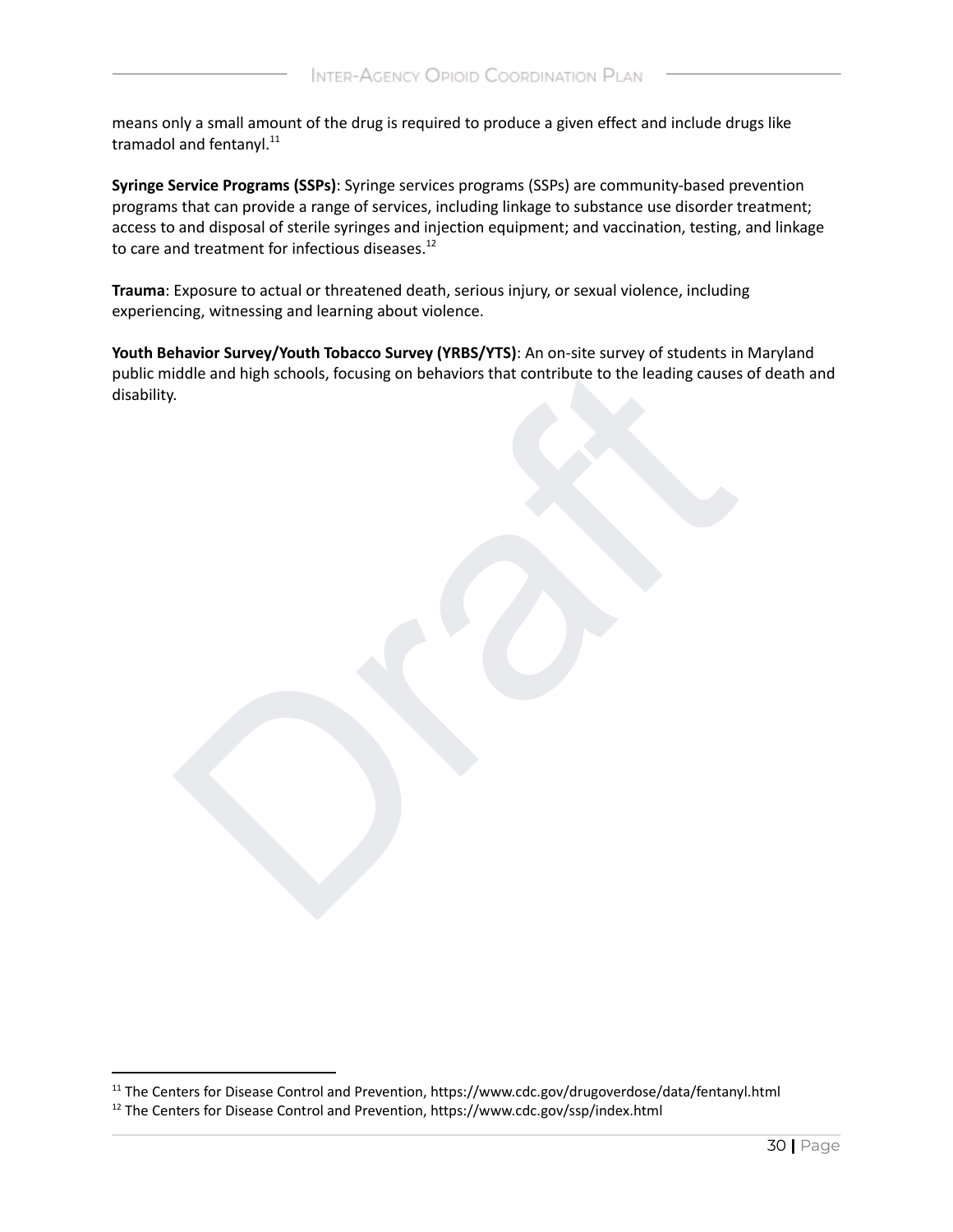means only a small amount of the drug is required to produce a given effect and include drugs like tramadol and fentanyl.[11]

**Syringe Service Programs (SSPs)**: Syringe services programs (SSPs) are community-based prevention programs that can provide a range of services, including linkage to substance use disorder treatment; access to and disposal of sterile syringes and injection equipment; and vaccination, testing, and linkage to care and treatment for infectious diseases.[12]

**Trauma**: Exposure to actual or threatened death, serious injury, or sexual violence, including experiencing, witnessing and learning about violence.

**Youth Behavior Survey/Youth Tobacco Survey (YRBS/YTS)**: An on-site survey of students in Maryland public middle and high schools, focusing on behaviors that contribute to the leading causes of death and disability.

[11] The Centers for Disease Control and Prevention, https://www.cdc.gov/drugoverdose/data/fentanyl.html

[12] The Centers for Disease Control and Prevention, https://www.cdc.gov/ssp/index.html